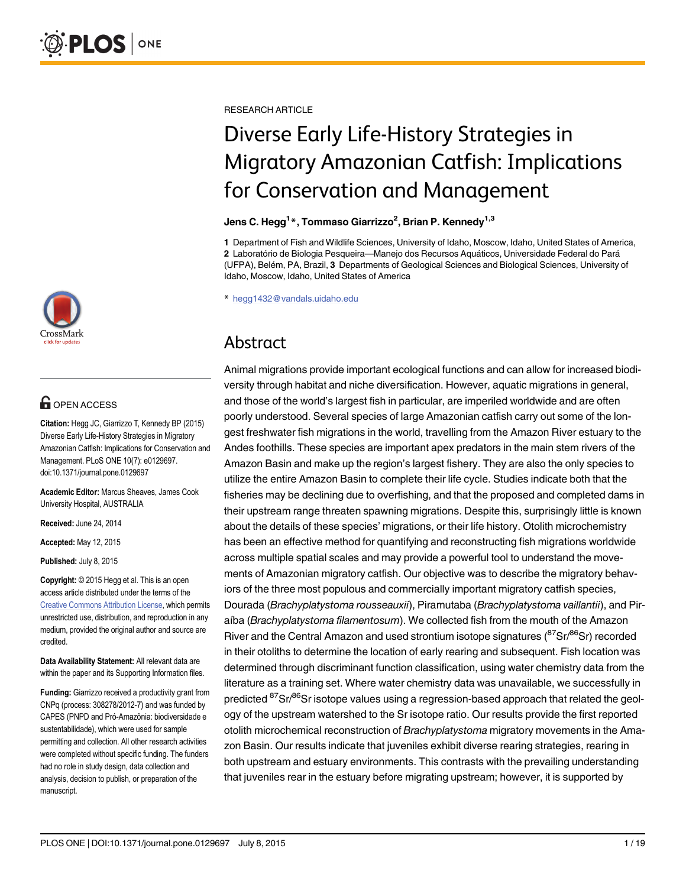RESEARCH ARTICLE

# Diverse Early Life-History Strategies in Migratory Amazonian Catfish: Implications for Conservation and Management

**Jens C. Hegg[1]*, Tommaso Giarrizzo[2], Brian P. Kennedy[1,3]**

**1** Department of Fish and Wildlife Sciences, University of Idaho, Moscow, Idaho, United States of America, **2** Laboratório de Biologia Pesqueira—Manejo dos Recursos Aquáticos, Universidade Federal do Pará (UFPA), Belém, PA, Brazil, **3** Departments of Geological Sciences and Biological Sciences, University of Idaho, Moscow, Idaho, United States of America

* hegg1432@vandals.uidaho.edu

OPEN ACCESS

**Citation:** Hegg JC, Giarrizzo T, Kennedy BP (2015) Diverse Early Life-History Strategies in Migratory Amazonian Catfish: Implications for Conservation and Management. PLoS ONE 10(7): e0129697. doi:10.1371/journal.pone.0129697

**Academic Editor:** Marcus Sheaves, James Cook University Hospital, AUSTRALIA

**Received:** June 24, 2014

**Accepted:** May 12, 2015

**Published:** July 8, 2015

**Copyright:** © 2015 Hegg et al. This is an open access article distributed under the terms of the Creative Commons Attribution License, which permits unrestricted use, distribution, and reproduction in any medium, provided the original author and source are credited.

**Data Availability Statement:** All relevant data are within the paper and its Supporting Information files.

**Funding:** Giarrizzo received a productivity grant from CNPq (process: 308278/2012-7) and was funded by CAPES (PNPD and Pró-Amazônia: biodiversidade e sustentabilidade), which were used for sample permitting and collection. All other research activities were completed without specific funding. The funders had no role in study design, data collection and analysis, decision to publish, or preparation of the manuscript.

## Abstract

Animal migrations provide important ecological functions and can allow for increased biodiversity through habitat and niche diversification. However, aquatic migrations in general, and those of the world's largest fish in particular, are imperiled worldwide and are often poorly understood. Several species of large Amazonian catfish carry out some of the longest freshwater fish migrations in the world, travelling from the Amazon River estuary to the Andes foothills. These species are important apex predators in the main stem rivers of the Amazon Basin and make up the region's largest fishery. They are also the only species to utilize the entire Amazon Basin to complete their life cycle. Studies indicate both that the fisheries may be declining due to overfishing, and that the proposed and completed dams in their upstream range threaten spawning migrations. Despite this, surprisingly little is known about the details of these species' migrations, or their life history. Otolith microchemistry has been an effective method for quantifying and reconstructing fish migrations worldwide across multiple spatial scales and may provide a powerful tool to understand the movements of Amazonian migratory catfish. Our objective was to describe the migratory behaviors of the three most populous and commercially important migratory catfish species, Dourada (*Brachyplatystoma rousseauxii*), Piramutaba (*Brachyplatystoma vaillantii*), and Piraíba (*Brachyplatystoma filamentosum*). We collected fish from the mouth of the Amazon River and the Central Amazon and used strontium isotope signatures ($^{87}Sr/^{86}Sr$) recorded in their otoliths to determine the location of early rearing and subsequent. Fish location was determined through discriminant function classification, using water chemistry data from the literature as a training set. Where water chemistry data was unavailable, we successfully in predicted $^{87}Sr/^{86}Sr$ isotope values using a regression-based approach that related the geology of the upstream watershed to the Sr isotope ratio. Our results provide the first reported otolith microchemical reconstruction of *Brachyplatystoma* migratory movements in the Amazon Basin. Our results indicate that juveniles exhibit diverse rearing strategies, rearing in both upstream and estuary environments. This contrasts with the prevailing understanding that juveniles rear in the estuary before migrating upstream; however, it is supported by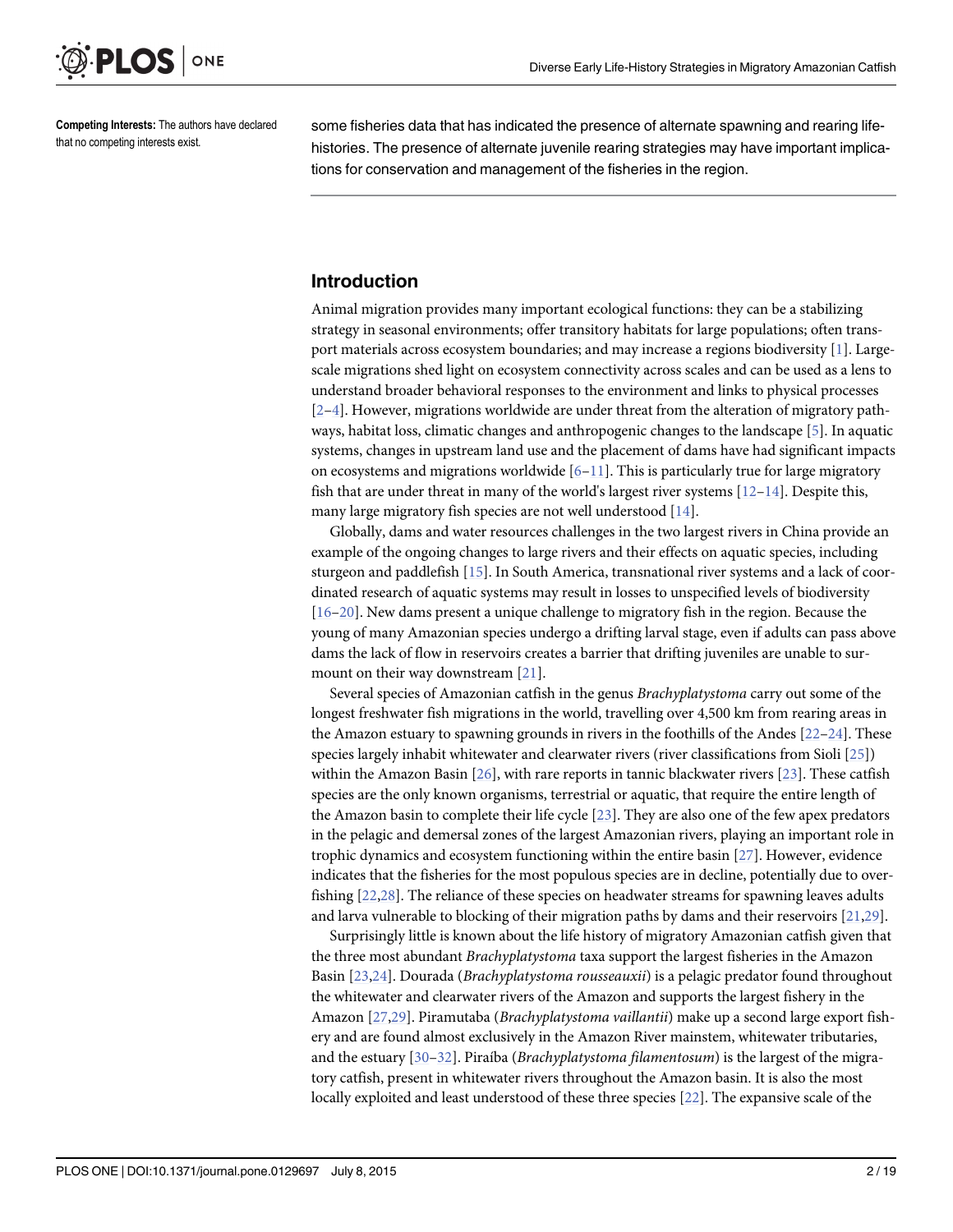Competing Interests: The authors have declared that no competing interests exist.

some fisheries data that has indicated the presence of alternate spawning and rearing life-histories. The presence of alternate juvenile rearing strategies may have important implications for conservation and management of the fisheries in the region.

## Introduction

Animal migration provides many important ecological functions: they can be a stabilizing strategy in seasonal environments; offer transitory habitats for large populations; often transport materials across ecosystem boundaries; and may increase a regions biodiversity [1]. Large-scale migrations shed light on ecosystem connectivity across scales and can be used as a lens to understand broader behavioral responses to the environment and links to physical processes [2–4]. However, migrations worldwide are under threat from the alteration of migratory pathways, habitat loss, climatic changes and anthropogenic changes to the landscape [5]. In aquatic systems, changes in upstream land use and the placement of dams have had significant impacts on ecosystems and migrations worldwide [6–11]. This is particularly true for large migratory fish that are under threat in many of the world's largest river systems [12–14]. Despite this, many large migratory fish species are not well understood [14].

Globally, dams and water resources challenges in the two largest rivers in China provide an example of the ongoing changes to large rivers and their effects on aquatic species, including sturgeon and paddlefish [15]. In South America, transnational river systems and a lack of coordinated research of aquatic systems may result in losses to unspecified levels of biodiversity [16–20]. New dams present a unique challenge to migratory fish in the region. Because the young of many Amazonian species undergo a drifting larval stage, even if adults can pass above dams the lack of flow in reservoirs creates a barrier that drifting juveniles are unable to surmount on their way downstream [21].

Several species of Amazonian catfish in the genus *Brachyplatystoma* carry out some of the longest freshwater fish migrations in the world, travelling over 4,500 km from rearing areas in the Amazon estuary to spawning grounds in rivers in the foothills of the Andes [22–24]. These species largely inhabit whitewater and clearwater rivers (river classifications from Sioli [25]) within the Amazon Basin [26], with rare reports in tannic blackwater rivers [23]. These catfish species are the only known organisms, terrestrial or aquatic, that require the entire length of the Amazon basin to complete their life cycle [23]. They are also one of the few apex predators in the pelagic and demersal zones of the largest Amazonian rivers, playing an important role in trophic dynamics and ecosystem functioning within the entire basin [27]. However, evidence indicates that the fisheries for the most populous species are in decline, potentially due to overfishing [22,28]. The reliance of these species on headwater streams for spawning leaves adults and larva vulnerable to blocking of their migration paths by dams and their reservoirs [21,29].

Surprisingly little is known about the life history of migratory Amazonian catfish given that the three most abundant *Brachyplatystoma* taxa support the largest fisheries in the Amazon Basin [23,24]. Dourada (*Brachyplatystoma rousseauxii*) is a pelagic predator found throughout the whitewater and clearwater rivers of the Amazon and supports the largest fishery in the Amazon [27,29]. Piramutaba (*Brachyplatystoma vaillantii*) make up a second large export fishery and are found almost exclusively in the Amazon River mainstem, whitewater tributaries, and the estuary [30–32]. Piraíba (*Brachyplatystoma filamentosum*) is the largest of the migratory catfish, present in whitewater rivers throughout the Amazon basin. It is also the most locally exploited and least understood of these three species [22]. The expansive scale of the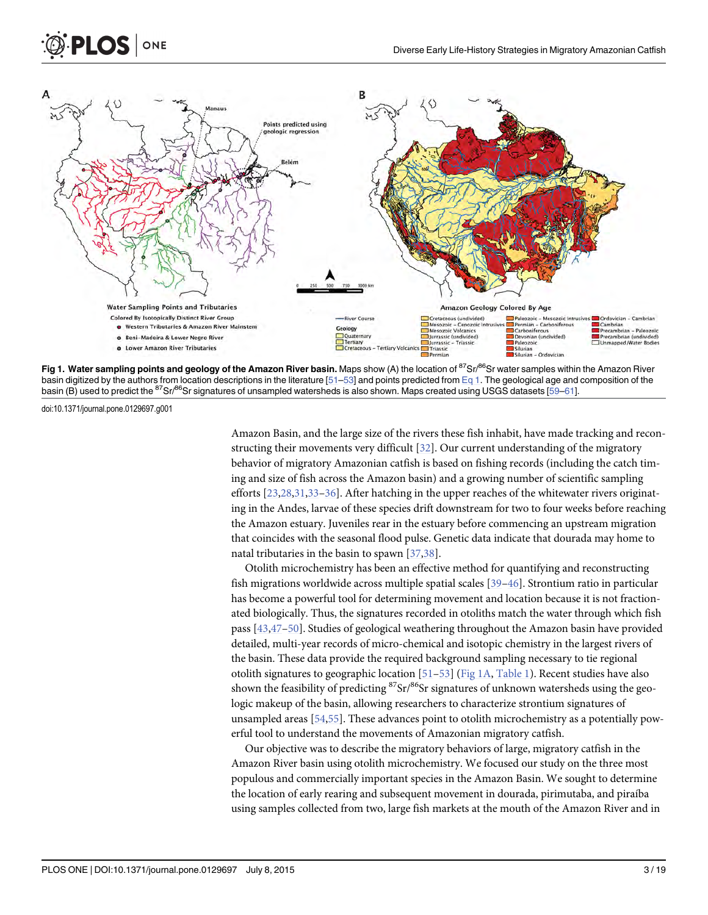**Fig 1. Water sampling points and geology of the Amazon River basin.** Maps show (A) the location of $^{87}Sr/^{86}Sr$ water samples within the Amazon River basin digitized by the authors from location descriptions in the literature [51–53] and points predicted from Eq 1. The geological age and composition of the basin (B) used to predict the $^{87}Sr/^{86}Sr$ signatures of unsampled watersheds is also shown. Maps created using USGS datasets [59–61].

doi:10.1371/journal.pone.0129697.g001

Amazon Basin, and the large size of the rivers these fish inhabit, have made tracking and reconstructing their movements very difficult [32]. Our current understanding of the migratory behavior of migratory Amazonian catfish is based on fishing records (including the catch timing and size of fish across the Amazon basin) and a growing number of scientific sampling efforts [23,28,31,33–36]. After hatching in the upper reaches of the whitewater rivers originating in the Andes, larvae of these species drift downstream for two to four weeks before reaching the Amazon estuary. Juveniles rear in the estuary before commencing an upstream migration that coincides with the seasonal flood pulse. Genetic data indicate that dourada may home to natal tributaries in the basin to spawn [37,38].

Otolith microchemistry has been an effective method for quantifying and reconstructing fish migrations worldwide across multiple spatial scales [39–46]. Strontium ratio in particular has become a powerful tool for determining movement and location because it is not fractionated biologically. Thus, the signatures recorded in otoliths match the water through which fish pass [43,47–50]. Studies of geological weathering throughout the Amazon basin have provided detailed, multi-year records of micro-chemical and isotopic chemistry in the largest rivers of the basin. These data provide the required background sampling necessary to tie regional otolith signatures to geographic location [51–53] (Fig 1A, Table 1). Recent studies have also shown the feasibility of predicting $^{87}Sr/^{86}Sr$ signatures of unknown watersheds using the geologic makeup of the basin, allowing researchers to characterize strontium signatures of unsampled areas [54,55]. These advances point to otolith microchemistry as a potentially powerful tool to understand the movements of Amazonian migratory catfish.

Our objective was to describe the migratory behaviors of large, migratory catfish in the Amazon River basin using otolith microchemistry. We focused our study on the three most populous and commercially important species in the Amazon Basin. We sought to determine the location of early rearing and subsequent movement in dourada, pirimutaba, and piraíba using samples collected from two, large fish markets at the mouth of the Amazon River and in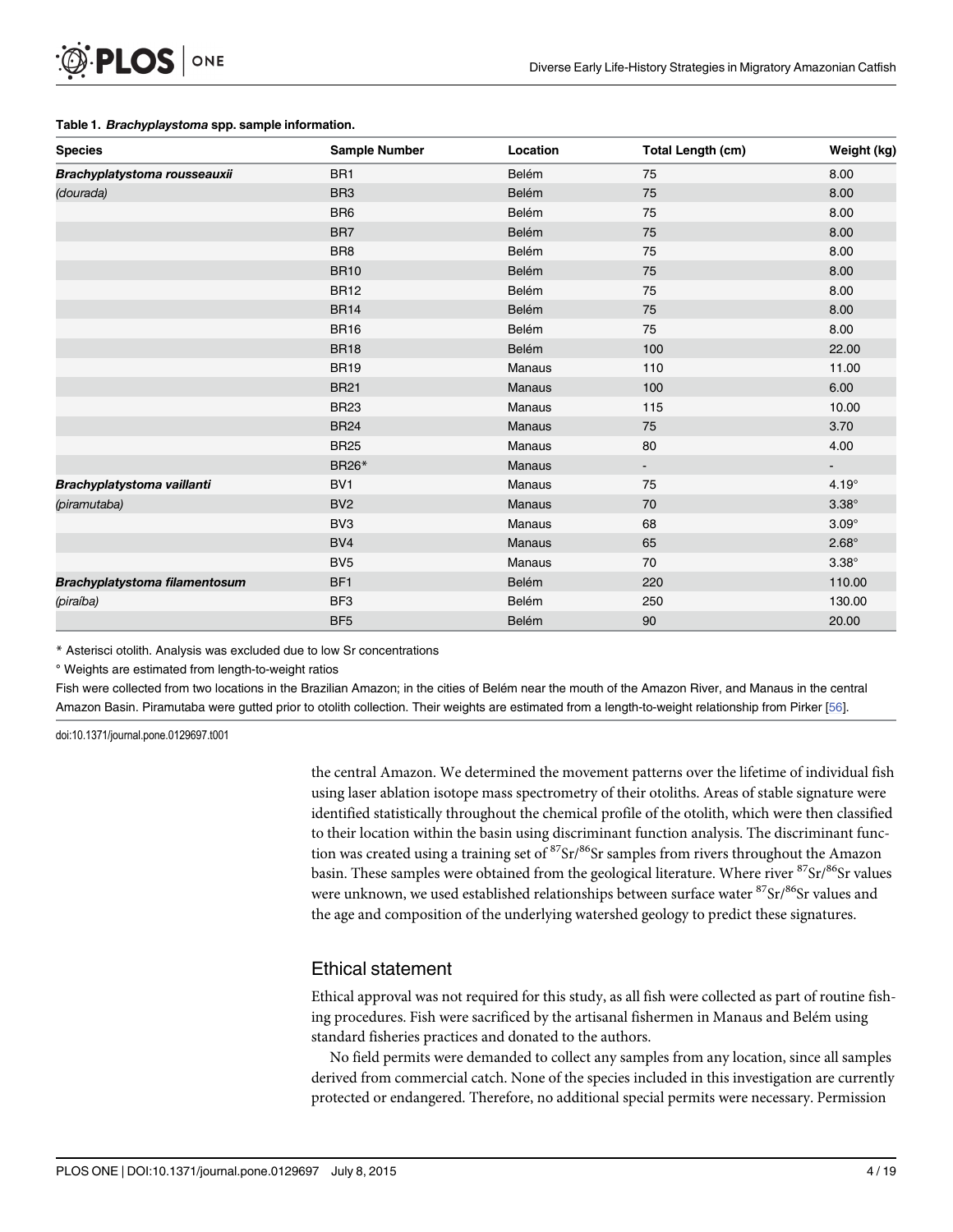**Table 1. *Brachyplaystoma* spp. sample information.**

| Species | Sample Number | Location | Total Length (cm) | Weight (kg) |
|---|---|---|---|---|
| ***Brachyplatystoma rousseauxii*** | BR1 | Belém | 75 | 8.00 |
| *(dourada)* | BR3 | Belém | 75 | 8.00 |
| | BR6 | Belém | 75 | 8.00 |
| | BR7 | Belém | 75 | 8.00 |
| | BR8 | Belém | 75 | 8.00 |
| | BR10 | Belém | 75 | 8.00 |
| | BR12 | Belém | 75 | 8.00 |
| | BR14 | Belém | 75 | 8.00 |
| | BR16 | Belém | 75 | 8.00 |
| | BR18 | Belém | 100 | 22.00 |
| | BR19 | Manaus | 110 | 11.00 |
| | BR21 | Manaus | 100 | 6.00 |
| | BR23 | Manaus | 115 | 10.00 |
| | BR24 | Manaus | 75 | 3.70 |
| | BR25 | Manaus | 80 | 4.00 |
| | BR26* | Manaus | - | - |
| ***Brachyplatystoma vaillanti*** | BV1 | Manaus | 75 | 4.19° |
| *(piramutaba)* | BV2 | Manaus | 70 | 3.38° |
| | BV3 | Manaus | 68 | 3.09° |
| | BV4 | Manaus | 65 | 2.68° |
| | BV5 | Manaus | 70 | 3.38° |
| ***Brachyplatystoma filamentosum*** | BF1 | Belém | 220 | 110.00 |
| *(piraíba)* | BF3 | Belém | 250 | 130.00 |
| | BF5 | Belém | 90 | 20.00 |

\* Asterisci otolith. Analysis was excluded due to low Sr concentrations

° Weights are estimated from length-to-weight ratios

Fish were collected from two locations in the Brazilian Amazon; in the cities of Belém near the mouth of the Amazon River, and Manaus in the central Amazon Basin. Piramutaba were gutted prior to otolith collection. Their weights are estimated from a length-to-weight relationship from Pirker [56].

doi:10.1371/journal.pone.0129697.t001

the central Amazon. We determined the movement patterns over the lifetime of individual fish using laser ablation isotope mass spectrometry of their otoliths. Areas of stable signature were identified statistically throughout the chemical profile of the otolith, which were then classified to their location within the basin using discriminant function analysis. The discriminant function was created using a training set of $^{87}Sr/^{86}Sr$ samples from rivers throughout the Amazon basin. These samples were obtained from the geological literature. Where river $^{87}Sr/^{86}Sr$ values were unknown, we used established relationships between surface water $^{87}Sr/^{86}Sr$ values and the age and composition of the underlying watershed geology to predict these signatures.

## Ethical statement

Ethical approval was not required for this study, as all fish were collected as part of routine fishing procedures. Fish were sacrificed by the artisanal fishermen in Manaus and Belém using standard fisheries practices and donated to the authors.

No field permits were demanded to collect any samples from any location, since all samples derived from commercial catch. None of the species included in this investigation are currently protected or endangered. Therefore, no additional special permits were necessary. Permission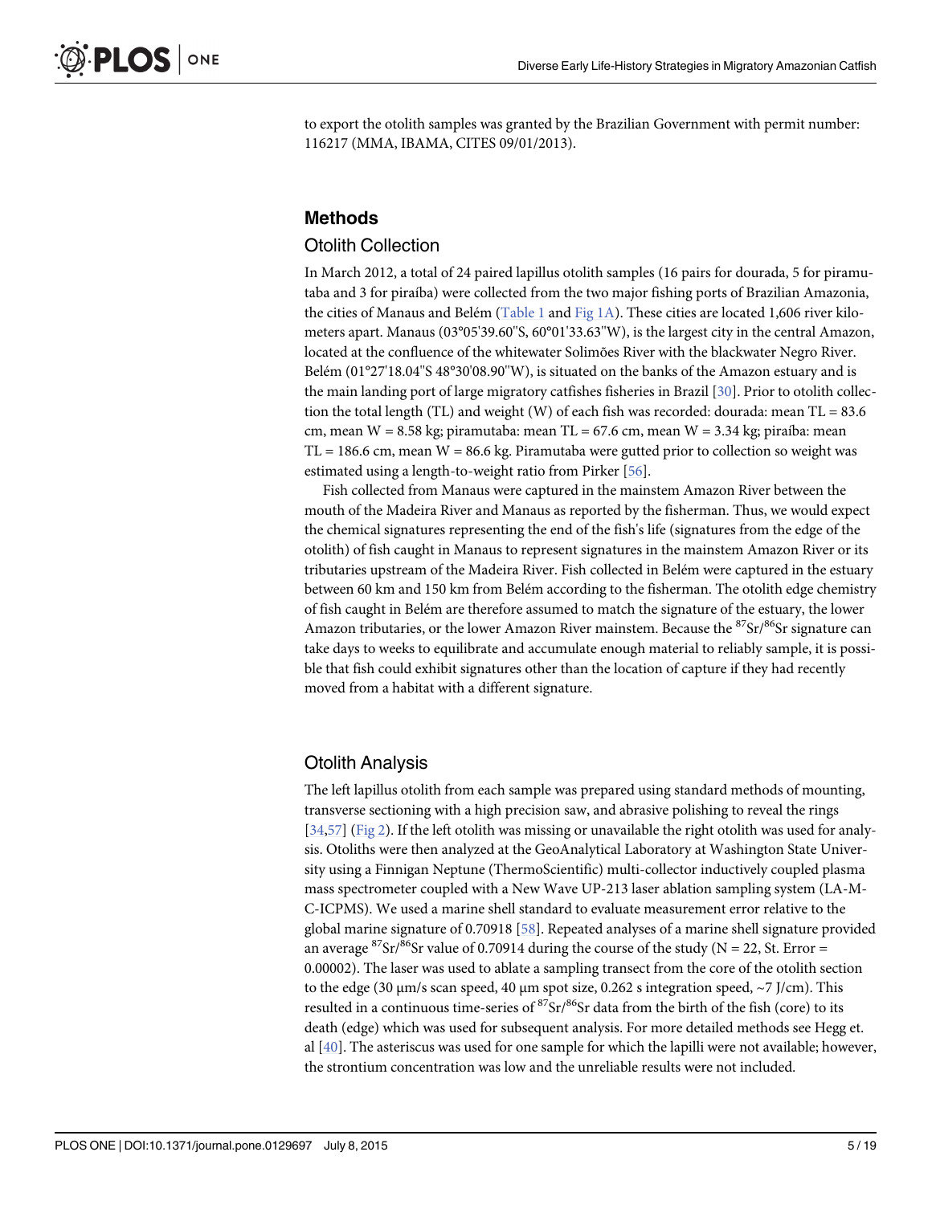to export the otolith samples was granted by the Brazilian Government with permit number: 116217 (MMA, IBAMA, CITES 09/01/2013).

## Methods

### Otolith Collection

In March 2012, a total of 24 paired lapillus otolith samples (16 pairs for dourada, 5 for piramutaba and 3 for piraíba) were collected from the two major fishing ports of Brazilian Amazonia, the cities of Manaus and Belém (Table 1 and Fig 1A). These cities are located 1,606 river kilometers apart. Manaus (03°05'39.60"S, 60°01'33.63"W), is the largest city in the central Amazon, located at the confluence of the whitewater Solimões River with the blackwater Negro River. Belém (01°27'18.04"S 48°30'08.90"W), is situated on the banks of the Amazon estuary and is the main landing port of large migratory catfishes fisheries in Brazil [30]. Prior to otolith collection the total length (TL) and weight (W) of each fish was recorded: dourada: mean TL = 83.6 cm, mean W = 8.58 kg; piramutaba: mean TL = 67.6 cm, mean W = 3.34 kg; piraíba: mean TL = 186.6 cm, mean W = 86.6 kg. Piramutaba were gutted prior to collection so weight was estimated using a length-to-weight ratio from Pirker [56].

Fish collected from Manaus were captured in the mainstem Amazon River between the mouth of the Madeira River and Manaus as reported by the fisherman. Thus, we would expect the chemical signatures representing the end of the fish's life (signatures from the edge of the otolith) of fish caught in Manaus to represent signatures in the mainstem Amazon River or its tributaries upstream of the Madeira River. Fish collected in Belém were captured in the estuary between 60 km and 150 km from Belém according to the fisherman. The otolith edge chemistry of fish caught in Belém are therefore assumed to match the signature of the estuary, the lower Amazon tributaries, or the lower Amazon River mainstem. Because the $^{87}Sr/^{86}Sr$ signature can take days to weeks to equilibrate and accumulate enough material to reliably sample, it is possible that fish could exhibit signatures other than the location of capture if they had recently moved from a habitat with a different signature.

### Otolith Analysis

The left lapillus otolith from each sample was prepared using standard methods of mounting, transverse sectioning with a high precision saw, and abrasive polishing to reveal the rings [34,57] (Fig 2). If the left otolith was missing or unavailable the right otolith was used for analysis. Otoliths were then analyzed at the GeoAnalytical Laboratory at Washington State University using a Finnigan Neptune (ThermoScientific) multi-collector inductively coupled plasma mass spectrometer coupled with a New Wave UP-213 laser ablation sampling system (LA-MC-ICPMS). We used a marine shell standard to evaluate measurement error relative to the global marine signature of 0.70918 [58]. Repeated analyses of a marine shell signature provided an average $^{87}Sr/^{86}Sr$ value of 0.70914 during the course of the study (N = 22, St. Error = 0.00002). The laser was used to ablate a sampling transect from the core of the otolith section to the edge (30 μm/s scan speed, 40 μm spot size, 0.262 s integration speed, ~7 J/cm). This resulted in a continuous time-series of $^{87}Sr/^{86}Sr$ data from the birth of the fish (core) to its death (edge) which was used for subsequent analysis. For more detailed methods see Hegg et. al [40]. The asteriscus was used for one sample for which the lapilli were not available; however, the strontium concentration was low and the unreliable results were not included.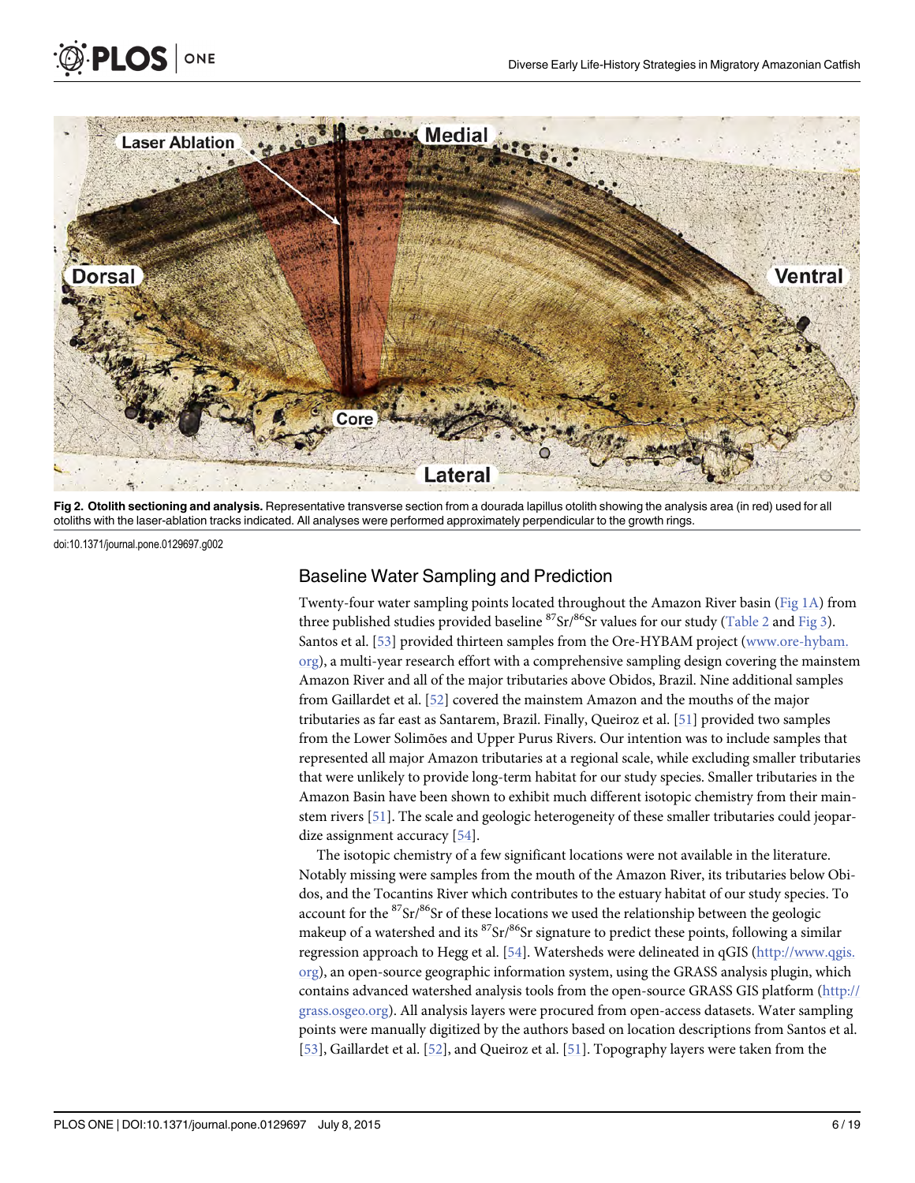**Fig 2. Otolith sectioning and analysis.** Representative transverse section from a dourada lapillus otolith showing the analysis area (in red) used for all otoliths with the laser-ablation tracks indicated. All analyses were performed approximately perpendicular to the growth rings.

doi:10.1371/journal.pone.0129697.g002

## Baseline Water Sampling and Prediction

Twenty-four water sampling points located throughout the Amazon River basin (Fig 1A) from three published studies provided baseline $^{87}Sr/^{86}Sr$ values for our study (Table 2 and Fig 3). Santos et al. [53] provided thirteen samples from the Ore-HYBAM project (www.ore-hybam.org), a multi-year research effort with a comprehensive sampling design covering the mainstem Amazon River and all of the major tributaries above Obidos, Brazil. Nine additional samples from Gaillardet et al. [52] covered the mainstem Amazon and the mouths of the major tributaries as far east as Santarem, Brazil. Finally, Queiroz et al. [51] provided two samples from the Lower Solimões and Upper Purus Rivers. Our intention was to include samples that represented all major Amazon tributaries at a regional scale, while excluding smaller tributaries that were unlikely to provide long-term habitat for our study species. Smaller tributaries in the Amazon Basin have been shown to exhibit much different isotopic chemistry from their mainstem rivers [51]. The scale and geologic heterogeneity of these smaller tributaries could jeopardize assignment accuracy [54].

The isotopic chemistry of a few significant locations were not available in the literature. Notably missing were samples from the mouth of the Amazon River, its tributaries below Obidos, and the Tocantins River which contributes to the estuary habitat of our study species. To account for the $^{87}Sr/^{86}Sr$ of these locations we used the relationship between the geologic makeup of a watershed and its $^{87}Sr/^{86}Sr$ signature to predict these points, following a similar regression approach to Hegg et al. [54]. Watersheds were delineated in qGIS (http://www.qgis.org), an open-source geographic information system, using the GRASS analysis plugin, which contains advanced watershed analysis tools from the open-source GRASS GIS platform (http://grass.osgeo.org). All analysis layers were procured from open-access datasets. Water sampling points were manually digitized by the authors based on location descriptions from Santos et al. [53], Gaillardet et al. [52], and Queiroz et al. [51]. Topography layers were taken from the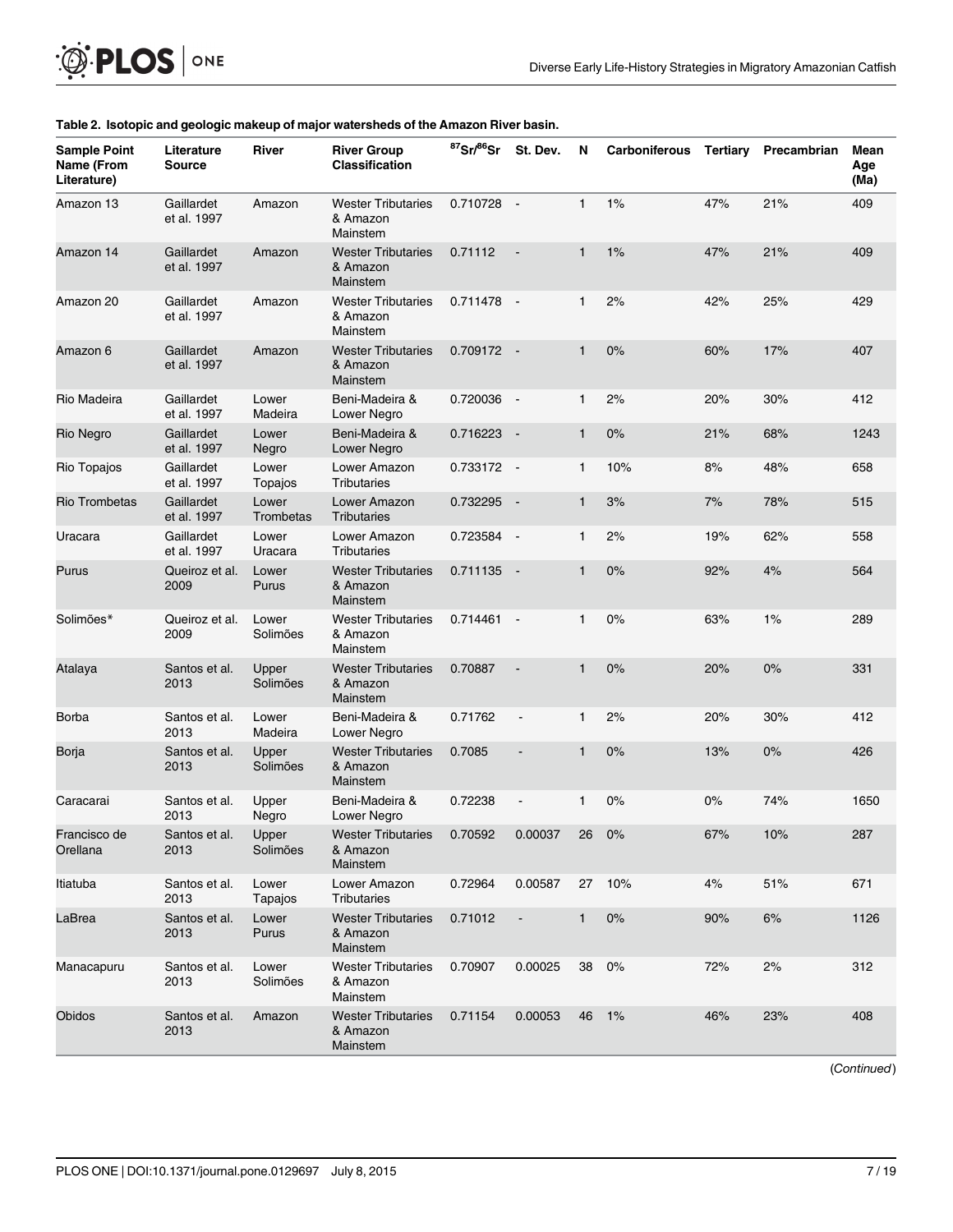**Table 2. Isotopic and geologic makeup of major watersheds of the Amazon River basin.**

| Sample Point Name (From Literature) | Literature Source | River | River Group Classification | $^{87}Sr/^{86}Sr$ | St. Dev. | N | Carboniferous | Tertiary | Precambrian | Mean Age (Ma) |
|---|---|---|---|---|---|---|---|---|---|---|
| Amazon 13 | Gaillardet et al. 1997 | Amazon | Wester Tributaries & Amazon Mainstem | 0.710728 | - | 1 | 1% | 47% | 21% | 409 |
| Amazon 14 | Gaillardet et al. 1997 | Amazon | Wester Tributaries & Amazon Mainstem | 0.71112 | - | 1 | 1% | 47% | 21% | 409 |
| Amazon 20 | Gaillardet et al. 1997 | Amazon | Wester Tributaries & Amazon Mainstem | 0.711478 | - | 1 | 2% | 42% | 25% | 429 |
| Amazon 6 | Gaillardet et al. 1997 | Amazon | Wester Tributaries & Amazon Mainstem | 0.709172 | - | 1 | 0% | 60% | 17% | 407 |
| Rio Madeira | Gaillardet et al. 1997 | Lower Madeira | Beni-Madeira & Lower Negro | 0.720036 | - | 1 | 2% | 20% | 30% | 412 |
| Rio Negro | Gaillardet et al. 1997 | Lower Negro | Beni-Madeira & Lower Negro | 0.716223 | - | 1 | 0% | 21% | 68% | 1243 |
| Rio Topajos | Gaillardet et al. 1997 | Lower Topajos | Lower Amazon Tributaries | 0.733172 | - | 1 | 10% | 8% | 48% | 658 |
| Rio Trombetas | Gaillardet et al. 1997 | Lower Trombetas | Lower Amazon Tributaries | 0.732295 | - | 1 | 3% | 7% | 78% | 515 |
| Uracara | Gaillardet et al. 1997 | Lower Uracara | Lower Amazon Tributaries | 0.723584 | - | 1 | 2% | 19% | 62% | 558 |
| Purus | Queiroz et al. 2009 | Lower Purus | Wester Tributaries & Amazon Mainstem | 0.711135 | - | 1 | 0% | 92% | 4% | 564 |
| Solimões* | Queiroz et al. 2009 | Lower Solimões | Wester Tributaries & Amazon Mainstem | 0.714461 | - | 1 | 0% | 63% | 1% | 289 |
| Atalaya | Santos et al. 2013 | Upper Solimões | Wester Tributaries & Amazon Mainstem | 0.70887 | - | 1 | 0% | 20% | 0% | 331 |
| Borba | Santos et al. 2013 | Lower Madeira | Beni-Madeira & Lower Negro | 0.71762 | - | 1 | 2% | 20% | 30% | 412 |
| Borja | Santos et al. 2013 | Upper Solimões | Wester Tributaries & Amazon Mainstem | 0.7085 | - | 1 | 0% | 13% | 0% | 426 |
| Caracarai | Santos et al. 2013 | Upper Negro | Beni-Madeira & Lower Negro | 0.72238 | - | 1 | 0% | 0% | 74% | 1650 |
| Francisco de Orellana | Santos et al. 2013 | Upper Solimões | Wester Tributaries & Amazon Mainstem | 0.70592 | 0.00037 | 26 | 0% | 67% | 10% | 287 |
| Itiatuba | Santos et al. 2013 | Lower Tapajos | Lower Amazon Tributaries | 0.72964 | 0.00587 | 27 | 10% | 4% | 51% | 671 |
| LaBrea | Santos et al. 2013 | Lower Purus | Wester Tributaries & Amazon Mainstem | 0.71012 | - | 1 | 0% | 90% | 6% | 1126 |
| Manacapuru | Santos et al. 2013 | Lower Solimões | Wester Tributaries & Amazon Mainstem | 0.70907 | 0.00025 | 38 | 0% | 72% | 2% | 312 |
| Obidos | Santos et al. 2013 | Amazon | Wester Tributaries & Amazon Mainstem | 0.71154 | 0.00053 | 46 | 1% | 46% | 23% | 408 |

(Continued)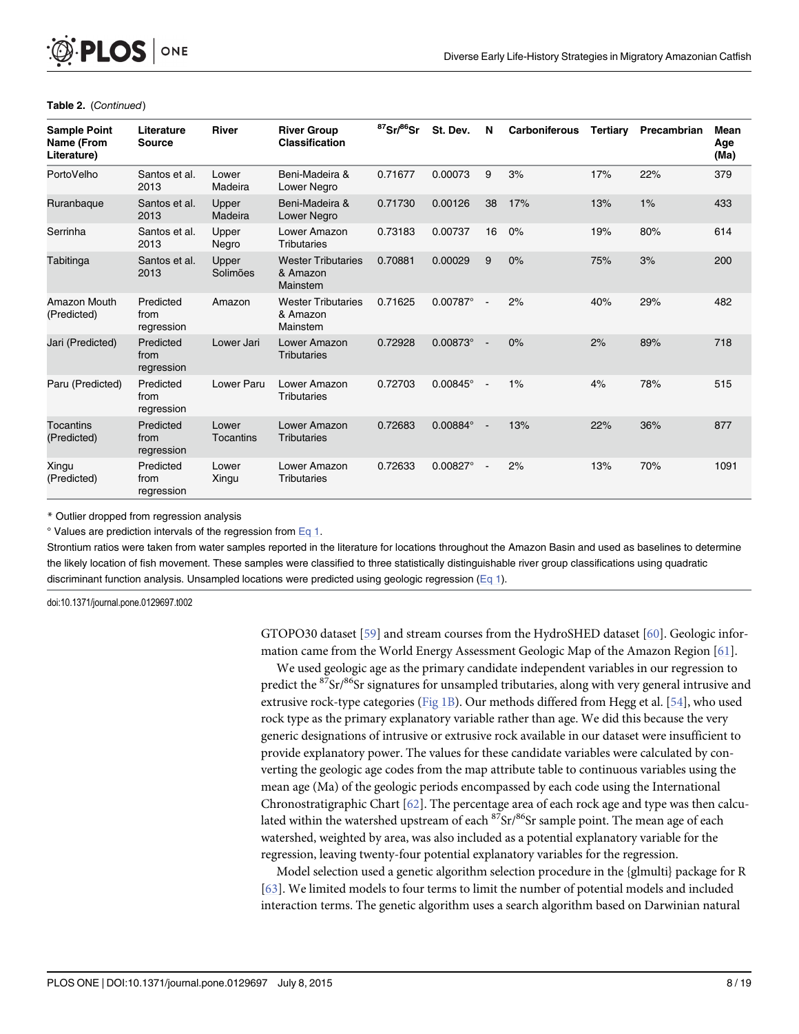**Table 2.** (*Continued*)

| Sample Point Name (From Literature) | Literature Source | River | River Group Classification | $^{87}Sr/^{86}Sr$ | St. Dev. | N | Carboniferous | Tertiary | Precambrian | Mean Age (Ma) |
|---|---|---|---|---|---|---|---|---|---|---|
| PortoVelho | Santos et al. 2013 | Lower Madeira | Beni-Madeira & Lower Negro | 0.71677 | 0.00073 | 9 | 3% | 17% | 22% | 379 |
| Ruranbaque | Santos et al. 2013 | Upper Madeira | Beni-Madeira & Lower Negro | 0.71730 | 0.00126 | 38 | 17% | 13% | 1% | 433 |
| Serrinha | Santos et al. 2013 | Upper Negro | Lower Amazon Tributaries | 0.73183 | 0.00737 | 16 | 0% | 19% | 80% | 614 |
| Tabitinga | Santos et al. 2013 | Upper Solimões | Wester Tributaries & Amazon Mainstem | 0.70881 | 0.00029 | 9 | 0% | 75% | 3% | 200 |
| Amazon Mouth (Predicted) | Predicted from regression | Amazon | Wester Tributaries & Amazon Mainstem | 0.71625 | 0.00787° | - | 2% | 40% | 29% | 482 |
| Jari (Predicted) | Predicted from regression | Lower Jari | Lower Amazon Tributaries | 0.72928 | 0.00873° | - | 0% | 2% | 89% | 718 |
| Paru (Predicted) | Predicted from regression | Lower Paru | Lower Amazon Tributaries | 0.72703 | 0.00845° | - | 1% | 4% | 78% | 515 |
| Tocantins (Predicted) | Predicted from regression | Lower Tocantins | Lower Amazon Tributaries | 0.72683 | 0.00884° | - | 13% | 22% | 36% | 877 |
| Xingu (Predicted) | Predicted from regression | Lower Xingu | Lower Amazon Tributaries | 0.72633 | 0.00827° | - | 2% | 13% | 70% | 1091 |

\* Outlier dropped from regression analysis

° Values are prediction intervals of the regression from Eq 1.

Strontium ratios were taken from water samples reported in the literature for locations throughout the Amazon Basin and used as baselines to determine the likely location of fish movement. These samples were classified to three statistically distinguishable river group classifications using quadratic discriminant function analysis. Unsampled locations were predicted using geologic regression (Eq 1).

doi:10.1371/journal.pone.0129697.t002

GTOPO30 dataset [59] and stream courses from the HydroSHED dataset [60]. Geologic information came from the World Energy Assessment Geologic Map of the Amazon Region [61].

We used geologic age as the primary candidate independent variables in our regression to predict the $^{87}Sr/^{86}Sr$ signatures for unsampled tributaries, along with very general intrusive and extrusive rock-type categories (Fig 1B). Our methods differed from Hegg et al. [54], who used rock type as the primary explanatory variable rather than age. We did this because the very generic designations of intrusive or extrusive rock available in our dataset were insufficient to provide explanatory power. The values for these candidate variables were calculated by converting the geologic age codes from the map attribute table to continuous variables using the mean age (Ma) of the geologic periods encompassed by each code using the International Chronostratigraphic Chart [62]. The percentage area of each rock age and type was then calculated within the watershed upstream of each $^{87}Sr/^{86}Sr$ sample point. The mean age of each watershed, weighted by area, was also included as a potential explanatory variable for the regression, leaving twenty-four potential explanatory variables for the regression.

Model selection used a genetic algorithm selection procedure in the {glmulti} package for R [63]. We limited models to four terms to limit the number of potential models and included interaction terms. The genetic algorithm uses a search algorithm based on Darwinian natural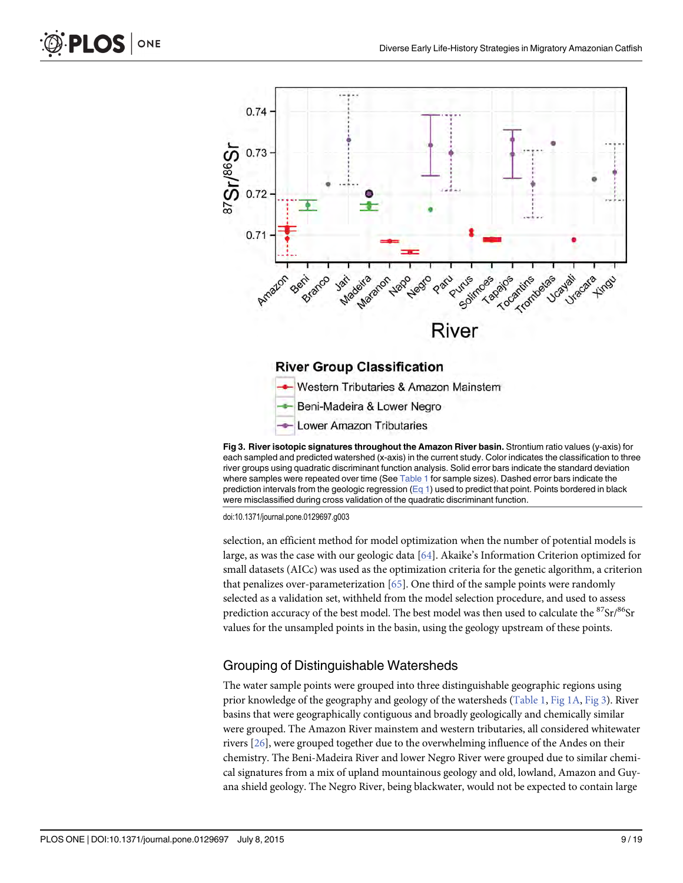Fig 3. River isotopic signatures throughout the Amazon River basin. Strontium ratio values (y-axis) for each sampled and predicted watershed (x-axis) in the current study. Color indicates the classification to three river groups using quadratic discriminant function analysis. Solid error bars indicate the standard deviation where samples were repeated over time (See Table 1 for sample sizes). Dashed error bars indicate the prediction intervals from the geologic regression (Eq 1) used to predict that point. Points bordered in black were misclassified during cross validation of the quadratic discriminant function.

doi:10.1371/journal.pone.0129697.g003

selection, an efficient method for model optimization when the number of potential models is large, as was the case with our geologic data [64]. Akaike's Information Criterion optimized for small datasets (AICc) was used as the optimization criteria for the genetic algorithm, a criterion that penalizes over-parameterization [65]. One third of the sample points were randomly selected as a validation set, withheld from the model selection procedure, and used to assess prediction accuracy of the best model. The best model was then used to calculate the $^{87}Sr/^{86}Sr$ values for the unsampled points in the basin, using the geology upstream of these points.

## Grouping of Distinguishable Watersheds

The water sample points were grouped into three distinguishable geographic regions using prior knowledge of the geography and geology of the watersheds (Table 1, Fig 1A, Fig 3). River basins that were geographically contiguous and broadly geologically and chemically similar were grouped. The Amazon River mainstem and western tributaries, all considered whitewater rivers [26], were grouped together due to the overwhelming influence of the Andes on their chemistry. The Beni-Madeira River and lower Negro River were grouped due to similar chemical signatures from a mix of upland mountainous geology and old, lowland, Amazon and Guyana shield geology. The Negro River, being blackwater, would not be expected to contain large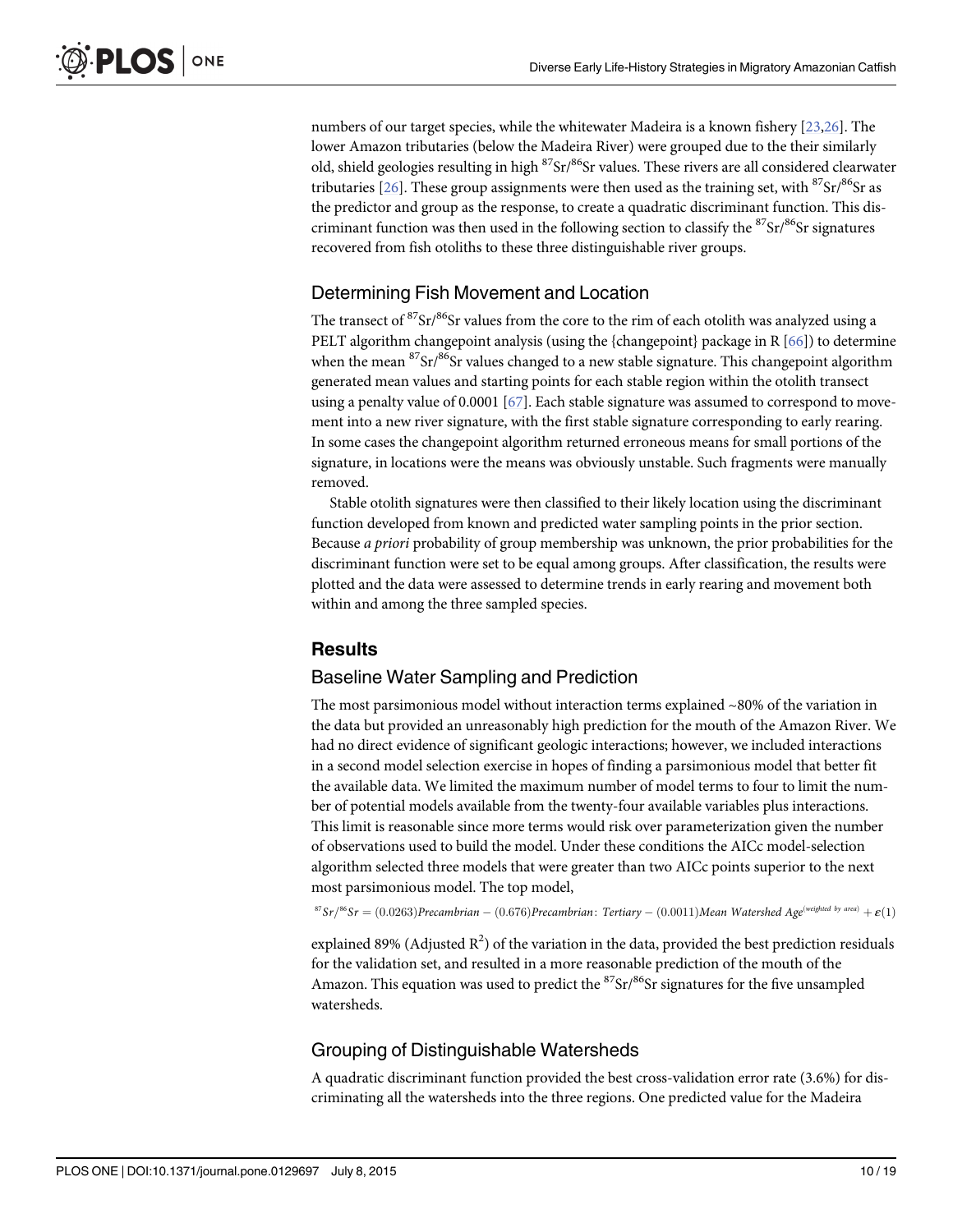numbers of our target species, while the whitewater Madeira is a known fishery [23,26]. The lower Amazon tributaries (below the Madeira River) were grouped due to the their similarly old, shield geologies resulting in high $^{87}Sr/^{86}Sr$ values. These rivers are all considered clearwater tributaries [26]. These group assignments were then used as the training set, with $^{87}Sr/^{86}Sr$ as the predictor and group as the response, to create a quadratic discriminant function. This discriminant function was then used in the following section to classify the $^{87}Sr/^{86}Sr$ signatures recovered from fish otoliths to these three distinguishable river groups.

## Determining Fish Movement and Location

The transect of $^{87}Sr/^{86}Sr$ values from the core to the rim of each otolith was analyzed using a PELT algorithm changepoint analysis (using the {changepoint} package in R [66]) to determine when the mean $^{87}Sr/^{86}Sr$ values changed to a new stable signature. This changepoint algorithm generated mean values and starting points for each stable region within the otolith transect using a penalty value of 0.0001 [67]. Each stable signature was assumed to correspond to movement into a new river signature, with the first stable signature corresponding to early rearing. In some cases the changepoint algorithm returned erroneous means for small portions of the signature, in locations were the means was obviously unstable. Such fragments were manually removed.

Stable otolith signatures were then classified to their likely location using the discriminant function developed from known and predicted water sampling points in the prior section. Because *a priori* probability of group membership was unknown, the prior probabilities for the discriminant function were set to be equal among groups. After classification, the results were plotted and the data were assessed to determine trends in early rearing and movement both within and among the three sampled species.

# Results

## Baseline Water Sampling and Prediction

The most parsimonious model without interaction terms explained ~80% of the variation in the data but provided an unreasonably high prediction for the mouth of the Amazon River. We had no direct evidence of significant geologic interactions; however, we included interactions in a second model selection exercise in hopes of finding a parsimonious model that better fit the available data. We limited the maximum number of model terms to four to limit the number of potential models available from the twenty-four available variables plus interactions. This limit is reasonable since more terms would risk over parameterization given the number of observations used to build the model. Under these conditions the AICc model-selection algorithm selected three models that were greater than two AICc points superior to the next most parsimonious model. The top model,

$$^{87}Sr/^{86}Sr = (0.0263)Precambrian - (0.676)Precambrian: Tertiary - (0.0011)Mean\ Watershed\ Age^{(weighted\ by\ area)} + \varepsilon(1)$$

explained 89% (Adjusted $R^2$) of the variation in the data, provided the best prediction residuals for the validation set, and resulted in a more reasonable prediction of the mouth of the Amazon. This equation was used to predict the $^{87}Sr/^{86}Sr$ signatures for the five unsampled watersheds.

## Grouping of Distinguishable Watersheds

A quadratic discriminant function provided the best cross-validation error rate (3.6%) for discriminating all the watersheds into the three regions. One predicted value for the Madeira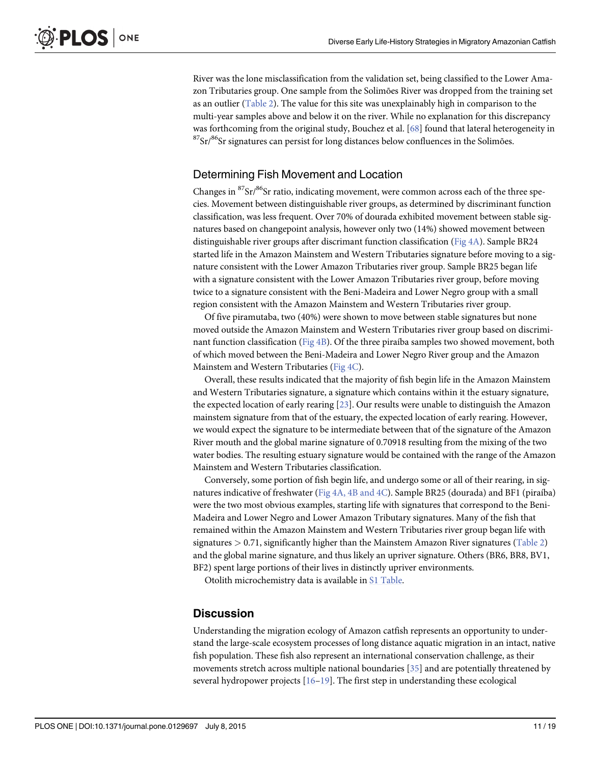River was the lone misclassification from the validation set, being classified to the Lower Amazon Tributaries group. One sample from the Solimões River was dropped from the training set as an outlier (Table 2). The value for this site was unexplainably high in comparison to the multi-year samples above and below it on the river. While no explanation for this discrepancy was forthcoming from the original study, Bouchez et al. [68] found that lateral heterogeneity in $^{87}Sr/^{86}Sr$ signatures can persist for long distances below confluences in the Solimões.

## Determining Fish Movement and Location

Changes in $^{87}Sr/^{86}Sr$ ratio, indicating movement, were common across each of the three species. Movement between distinguishable river groups, as determined by discriminant function classification, was less frequent. Over 70% of dourada exhibited movement between stable signatures based on changepoint analysis, however only two (14%) showed movement between distinguishable river groups after discrimant function classification (Fig 4A). Sample BR24 started life in the Amazon Mainstem and Western Tributaries signature before moving to a signature consistent with the Lower Amazon Tributaries river group. Sample BR25 began life with a signature consistent with the Lower Amazon Tributaries river group, before moving twice to a signature consistent with the Beni-Madeira and Lower Negro group with a small region consistent with the Amazon Mainstem and Western Tributaries river group.

Of five piramutaba, two (40%) were shown to move between stable signatures but none moved outside the Amazon Mainstem and Western Tributaries river group based on discriminant function classification (Fig 4B). Of the three piraíba samples two showed movement, both of which moved between the Beni-Madeira and Lower Negro River group and the Amazon Mainstem and Western Tributaries (Fig 4C).

Overall, these results indicated that the majority of fish begin life in the Amazon Mainstem and Western Tributaries signature, a signature which contains within it the estuary signature, the expected location of early rearing [23]. Our results were unable to distinguish the Amazon mainstem signature from that of the estuary, the expected location of early rearing. However, we would expect the signature to be intermediate between that of the signature of the Amazon River mouth and the global marine signature of 0.70918 resulting from the mixing of the two water bodies. The resulting estuary signature would be contained with the range of the Amazon Mainstem and Western Tributaries classification.

Conversely, some portion of fish begin life, and undergo some or all of their rearing, in signatures indicative of freshwater (Fig 4A, 4B and 4C). Sample BR25 (dourada) and BF1 (piraíba) were the two most obvious examples, starting life with signatures that correspond to the Beni-Madeira and Lower Negro and Lower Amazon Tributary signatures. Many of the fish that remained within the Amazon Mainstem and Western Tributaries river group began life with signatures $> 0.71$, significantly higher than the Mainstem Amazon River signatures (Table 2) and the global marine signature, and thus likely an upriver signature. Others (BR6, BR8, BV1, BF2) spent large portions of their lives in distinctly upriver environments.

Otolith microchemistry data is available in S1 Table.

# Discussion

Understanding the migration ecology of Amazon catfish represents an opportunity to understand the large-scale ecosystem processes of long distance aquatic migration in an intact, native fish population. These fish also represent an international conservation challenge, as their movements stretch across multiple national boundaries [35] and are potentially threatened by several hydropower projects [16–19]. The first step in understanding these ecological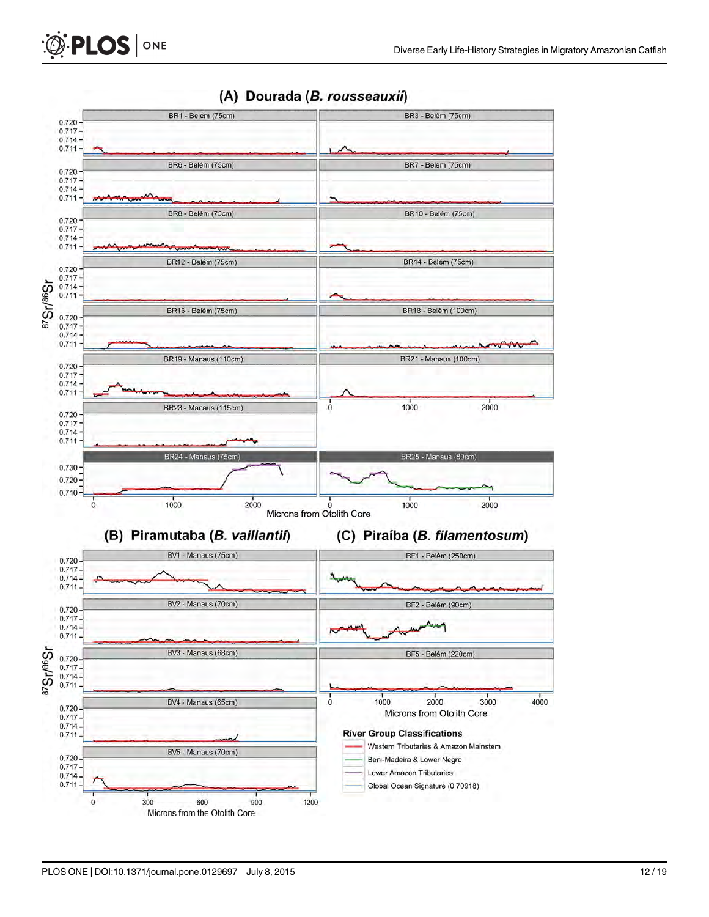**(A) Dourada (*B. rousseauxii*)**

BR1 - Belém (75cm) · BR3 - Belém (75cm) · BR6 - Belém (75cm) · BR7 - Belém (75cm) · BR8 - Belém (75cm) · BR10 - Belém (75cm) · BR12 - Belém (75cm) · BR14 - Belém (75cm) · BR16 - Belém (75cm) · BR18 - Belém (100cm) · BR19 - Manaus (110cm) · BR21 - Manaus (100cm) · BR23 - Manaus (115cm) · BR24 - Manaus (75cm) · BR25 - Manaus (80cm)

Y-axis: $^{87}Sr/^{86}Sr$ (0.711, 0.714, 0.717, 0.720; BR24 and BR25: 0.710, 0.720, 0.730)

X-axis: Microns from Otolith Core (0, 1000, 2000)

**(B) Piramutaba (*B. vaillantii*)**

BV1 - Manaus (75cm) · BV2 - Manaus (70cm) · BV3 - Manaus (68cm) · BV4 - Manaus (65cm) · BV5 - Manaus (70cm)

Y-axis: $^{87}Sr/^{86}Sr$ (0.711, 0.714, 0.717, 0.720)

X-axis: Microns from the Otolith Core (0, 300, 600, 900, 1200)

**(C) Piraíba (*B. filamentosum*)**

BF1 - Belém (250cm) · BF2 - Belém (90cm) · BF5 - Belém (220cm)

X-axis: Microns from Otolith Core (0, 1000, 2000, 3000, 4000)

**River Group Classifications**

- Western Tributaries & Amazon Mainstem
- Beni-Madeira & Lower Negro
- Lower Amazon Tributaries
- Global Ocean Signature (0.70918)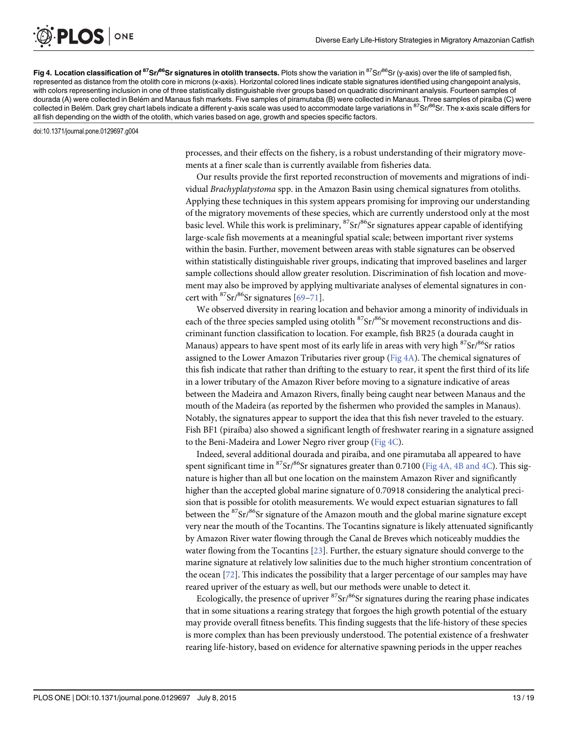**Fig 4. Location classification of $^{87}Sr/^{86}Sr$ signatures in otolith transects.** Plots show the variation in $^{87}Sr/^{86}Sr$ (y-axis) over the life of sampled fish, represented as distance from the otolith core in microns (x-axis). Horizontal colored lines indicate stable signatures identified using changepoint analysis, with colors representing inclusion in one of three statistically distinguishable river groups based on quadratic discriminant analysis. Fourteen samples of dourada (A) were collected in Belém and Manaus fish markets. Five samples of piramutaba (B) were collected in Manaus. Three samples of piraíba (C) were collected in Belém. Dark grey chart labels indicate a different y-axis scale was used to accommodate large variations in $^{87}Sr/^{86}Sr$. The x-axis scale differs for all fish depending on the width of the otolith, which varies based on age, growth and species specific factors.

doi:10.1371/journal.pone.0129697.g004

processes, and their effects on the fishery, is a robust understanding of their migratory movements at a finer scale than is currently available from fisheries data.

Our results provide the first reported reconstruction of movements and migrations of individual *Brachyplatystoma* spp. in the Amazon Basin using chemical signatures from otoliths. Applying these techniques in this system appears promising for improving our understanding of the migratory movements of these species, which are currently understood only at the most basic level. While this work is preliminary, $^{87}Sr/^{86}Sr$ signatures appear capable of identifying large-scale fish movements at a meaningful spatial scale; between important river systems within the basin. Further, movement between areas with stable signatures can be observed within statistically distinguishable river groups, indicating that improved baselines and larger sample collections should allow greater resolution. Discrimination of fish location and movement may also be improved by applying multivariate analyses of elemental signatures in concert with $^{87}Sr/^{86}Sr$ signatures [69–71].

We observed diversity in rearing location and behavior among a minority of individuals in each of the three species sampled using otolith $^{87}Sr/^{86}Sr$ movement reconstructions and discriminant function classification to location. For example, fish BR25 (a dourada caught in Manaus) appears to have spent most of its early life in areas with very high $^{87}Sr/^{86}Sr$ ratios assigned to the Lower Amazon Tributaries river group (Fig 4A). The chemical signatures of this fish indicate that rather than drifting to the estuary to rear, it spent the first third of its life in a lower tributary of the Amazon River before moving to a signature indicative of areas between the Madeira and Amazon Rivers, finally being caught near between Manaus and the mouth of the Madeira (as reported by the fishermen who provided the samples in Manaus). Notably, the signatures appear to support the idea that this fish never traveled to the estuary. Fish BF1 (piraíba) also showed a significant length of freshwater rearing in a signature assigned to the Beni-Madeira and Lower Negro river group (Fig 4C).

Indeed, several additional dourada and piraíba, and one piramutaba all appeared to have spent significant time in $^{87}Sr/^{86}Sr$ signatures greater than 0.7100 (Fig 4A, 4B and 4C). This signature is higher than all but one location on the mainstem Amazon River and significantly higher than the accepted global marine signature of 0.70918 considering the analytical precision that is possible for otolith measurements. We would expect estuarian signatures to fall between the $^{87}Sr/^{86}Sr$ signature of the Amazon mouth and the global marine signature except very near the mouth of the Tocantins. The Tocantins signature is likely attenuated significantly by Amazon River water flowing through the Canal de Breves which noticeably muddies the water flowing from the Tocantins [23]. Further, the estuary signature should converge to the marine signature at relatively low salinities due to the much higher strontium concentration of the ocean [72]. This indicates the possibility that a larger percentage of our samples may have reared upriver of the estuary as well, but our methods were unable to detect it.

Ecologically, the presence of upriver $^{87}Sr/^{86}Sr$ signatures during the rearing phase indicates that in some situations a rearing strategy that forgoes the high growth potential of the estuary may provide overall fitness benefits. This finding suggests that the life-history of these species is more complex than has been previously understood. The potential existence of a freshwater rearing life-history, based on evidence for alternative spawning periods in the upper reaches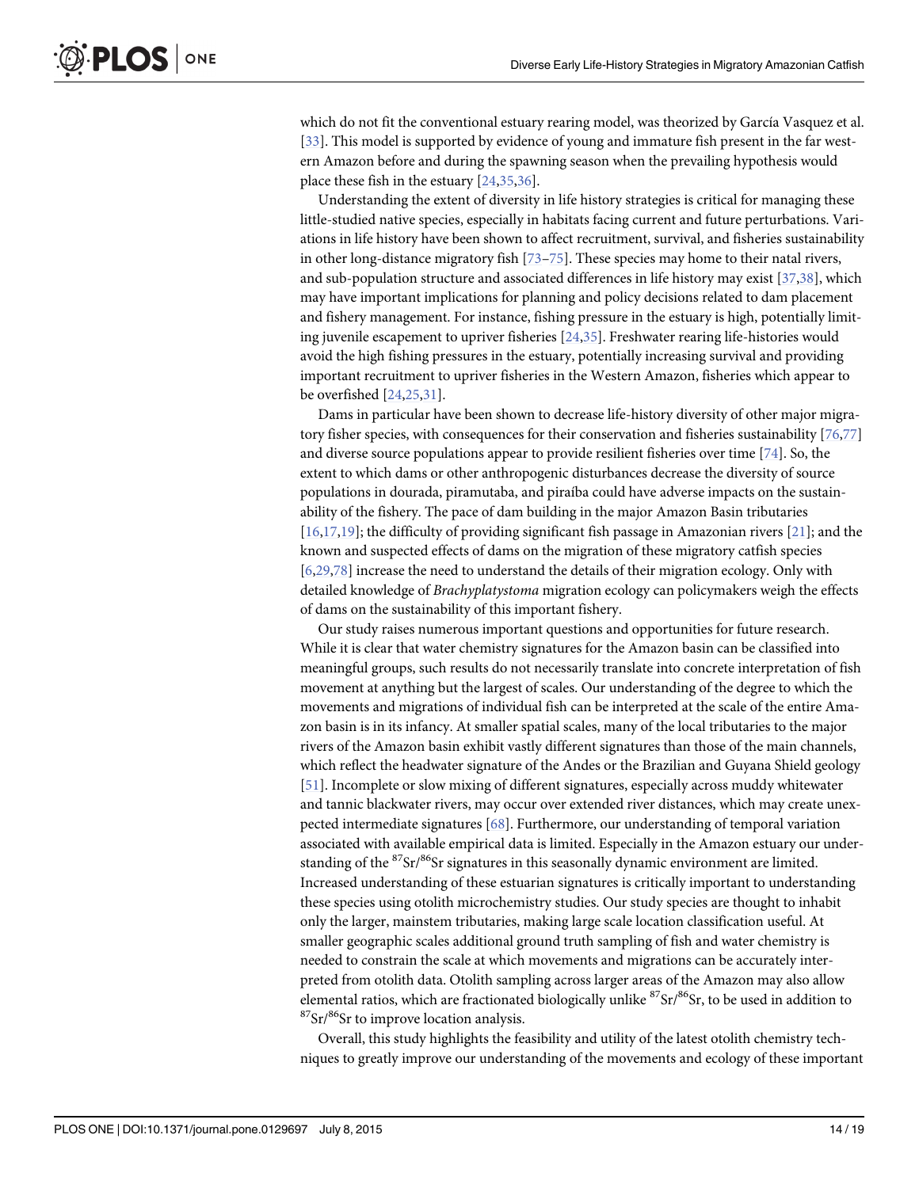which do not fit the conventional estuary rearing model, was theorized by García Vasquez et al. [33]. This model is supported by evidence of young and immature fish present in the far western Amazon before and during the spawning season when the prevailing hypothesis would place these fish in the estuary [24,35,36].

Understanding the extent of diversity in life history strategies is critical for managing these little-studied native species, especially in habitats facing current and future perturbations. Variations in life history have been shown to affect recruitment, survival, and fisheries sustainability in other long-distance migratory fish [73–75]. These species may home to their natal rivers, and sub-population structure and associated differences in life history may exist [37,38], which may have important implications for planning and policy decisions related to dam placement and fishery management. For instance, fishing pressure in the estuary is high, potentially limiting juvenile escapement to upriver fisheries [24,35]. Freshwater rearing life-histories would avoid the high fishing pressures in the estuary, potentially increasing survival and providing important recruitment to upriver fisheries in the Western Amazon, fisheries which appear to be overfished [24,25,31].

Dams in particular have been shown to decrease life-history diversity of other major migratory fisher species, with consequences for their conservation and fisheries sustainability [76,77] and diverse source populations appear to provide resilient fisheries over time [74]. So, the extent to which dams or other anthropogenic disturbances decrease the diversity of source populations in dourada, piramutaba, and piraíba could have adverse impacts on the sustainability of the fishery. The pace of dam building in the major Amazon Basin tributaries [16,17,19]; the difficulty of providing significant fish passage in Amazonian rivers [21]; and the known and suspected effects of dams on the migration of these migratory catfish species [6,29,78] increase the need to understand the details of their migration ecology. Only with detailed knowledge of *Brachyplatystoma* migration ecology can policymakers weigh the effects of dams on the sustainability of this important fishery.

Our study raises numerous important questions and opportunities for future research. While it is clear that water chemistry signatures for the Amazon basin can be classified into meaningful groups, such results do not necessarily translate into concrete interpretation of fish movement at anything but the largest of scales. Our understanding of the degree to which the movements and migrations of individual fish can be interpreted at the scale of the entire Amazon basin is in its infancy. At smaller spatial scales, many of the local tributaries to the major rivers of the Amazon basin exhibit vastly different signatures than those of the main channels, which reflect the headwater signature of the Andes or the Brazilian and Guyana Shield geology [51]. Incomplete or slow mixing of different signatures, especially across muddy whitewater and tannic blackwater rivers, may occur over extended river distances, which may create unexpected intermediate signatures [68]. Furthermore, our understanding of temporal variation associated with available empirical data is limited. Especially in the Amazon estuary our understanding of the $^{87}Sr/^{86}Sr$ signatures in this seasonally dynamic environment are limited. Increased understanding of these estuarian signatures is critically important to understanding these species using otolith microchemistry studies. Our study species are thought to inhabit only the larger, mainstem tributaries, making large scale location classification useful. At smaller geographic scales additional ground truth sampling of fish and water chemistry is needed to constrain the scale at which movements and migrations can be accurately interpreted from otolith data. Otolith sampling across larger areas of the Amazon may also allow elemental ratios, which are fractionated biologically unlike $^{87}Sr/^{86}Sr$, to be used in addition to $^{87}Sr/^{86}Sr$ to improve location analysis.

Overall, this study highlights the feasibility and utility of the latest otolith chemistry techniques to greatly improve our understanding of the movements and ecology of these important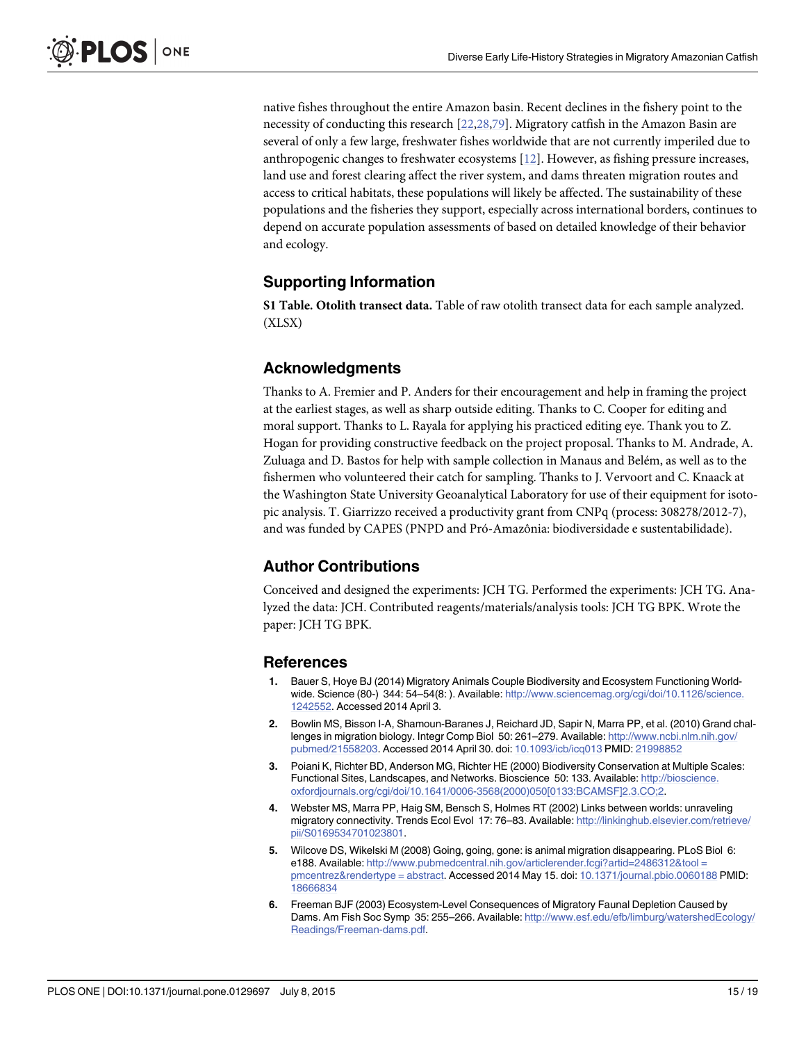native fishes throughout the entire Amazon basin. Recent declines in the fishery point to the necessity of conducting this research [22,28,79]. Migratory catfish in the Amazon Basin are several of only a few large, freshwater fishes worldwide that are not currently imperiled due to anthropogenic changes to freshwater ecosystems [12]. However, as fishing pressure increases, land use and forest clearing affect the river system, and dams threaten migration routes and access to critical habitats, these populations will likely be affected. The sustainability of these populations and the fisheries they support, especially across international borders, continues to depend on accurate population assessments of based on detailed knowledge of their behavior and ecology.

## Supporting Information

**S1 Table. Otolith transect data.** Table of raw otolith transect data for each sample analyzed. (XLSX)

## Acknowledgments

Thanks to A. Fremier and P. Anders for their encouragement and help in framing the project at the earliest stages, as well as sharp outside editing. Thanks to C. Cooper for editing and moral support. Thanks to L. Rayala for applying his practiced editing eye. Thank you to Z. Hogan for providing constructive feedback on the project proposal. Thanks to M. Andrade, A. Zuluaga and D. Bastos for help with sample collection in Manaus and Belém, as well as to the fishermen who volunteered their catch for sampling. Thanks to J. Vervoort and C. Knaack at the Washington State University Geoanalytical Laboratory for use of their equipment for isotopic analysis. T. Giarrizzo received a productivity grant from CNPq (process: 308278/2012-7), and was funded by CAPES (PNPD and Pró-Amazônia: biodiversidade e sustentabilidade).

## Author Contributions

Conceived and designed the experiments: JCH TG. Performed the experiments: JCH TG. Analyzed the data: JCH. Contributed reagents/materials/analysis tools: JCH TG BPK. Wrote the paper: JCH TG BPK.

## References

1. Bauer S, Hoye BJ (2014) Migratory Animals Couple Biodiversity and Ecosystem Functioning Worldwide. Science (80-) 344: 54–54(8: ). Available: http://www.sciencemag.org/cgi/doi/10.1126/science.1242552. Accessed 2014 April 3.
2. Bowlin MS, Bisson I-A, Shamoun-Baranes J, Reichard JD, Sapir N, Marra PP, et al. (2010) Grand challenges in migration biology. Integr Comp Biol 50: 261–279. Available: http://www.ncbi.nlm.nih.gov/pubmed/21558203. Accessed 2014 April 30. doi: 10.1093/icb/icq013 PMID: 21998852
3. Poiani K, Richter BD, Anderson MG, Richter HE (2000) Biodiversity Conservation at Multiple Scales: Functional Sites, Landscapes, and Networks. Bioscience 50: 133. Available: http://bioscience.oxfordjournals.org/cgi/doi/10.1641/0006-3568(2000)050[0133:BCAMSF]2.3.CO;2.
4. Webster MS, Marra PP, Haig SM, Bensch S, Holmes RT (2002) Links between worlds: unraveling migratory connectivity. Trends Ecol Evol 17: 76–83. Available: http://linkinghub.elsevier.com/retrieve/pii/S0169534701023801.
5. Wilcove DS, Wikelski M (2008) Going, going, gone: is animal migration disappearing. PLoS Biol 6: e188. Available: http://www.pubmedcentral.nih.gov/articlerender.fcgi?artid=2486312&tool=pmcentrez&rendertype=abstract. Accessed 2014 May 15. doi: 10.1371/journal.pbio.0060188 PMID: 18666834
6. Freeman BJF (2003) Ecosystem-Level Consequences of Migratory Faunal Depletion Caused by Dams. Am Fish Soc Symp 35: 255–266. Available: http://www.esf.edu/efb/limburg/watershedEcology/Readings/Freeman-dams.pdf.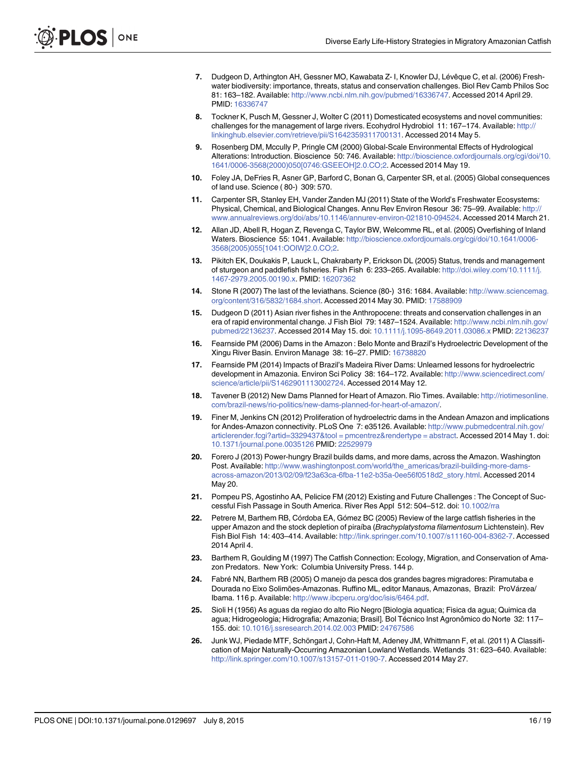7. Dudgeon D, Arthington AH, Gessner MO, Kawabata Z- I, Knowler DJ, Lévêque C, et al. (2006) Freshwater biodiversity: importance, threats, status and conservation challenges. Biol Rev Camb Philos Soc 81: 163–182. Available: http://www.ncbi.nlm.nih.gov/pubmed/16336747. Accessed 2014 April 29. PMID: 16336747

8. Tockner K, Pusch M, Gessner J, Wolter C (2011) Domesticated ecosystems and novel communities: challenges for the management of large rivers. Ecohydrol Hydrobiol 11: 167–174. Available: http://linkinghub.elsevier.com/retrieve/pii/S1642359311700131. Accessed 2014 May 5.

9. Rosenberg DM, Mccully P, Pringle CM (2000) Global-Scale Environmental Effects of Hydrological Alterations: Introduction. Bioscience 50: 746. Available: http://bioscience.oxfordjournals.org/cgi/doi/10.1641/0006-3568(2000)050[0746:GSEEOH]2.0.CO;2. Accessed 2014 May 19.

10. Foley JA, DeFries R, Asner GP, Barford C, Bonan G, Carpenter SR, et al. (2005) Global consequences of land use. Science ( 80-) 309: 570.

11. Carpenter SR, Stanley EH, Vander Zanden MJ (2011) State of the World's Freshwater Ecosystems: Physical, Chemical, and Biological Changes. Annu Rev Environ Resour 36: 75–99. Available: http://www.annualreviews.org/doi/abs/10.1146/annurev-environ-021810-094524. Accessed 2014 March 21.

12. Allan JD, Abell R, Hogan Z, Revenga C, Taylor BW, Welcomme RL, et al. (2005) Overfishing of Inland Waters. Bioscience 55: 1041. Available: http://bioscience.oxfordjournals.org/cgi/doi/10.1641/0006-3568(2005)055[1041:OOIW]2.0.CO;2.

13. Pikitch EK, Doukakis P, Lauck L, Chakrabarty P, Erickson DL (2005) Status, trends and management of sturgeon and paddlefish fisheries. Fish Fish 6: 233–265. Available: http://doi.wiley.com/10.1111/j.1467-2979.2005.00190.x. PMID: 16207362

14. Stone R (2007) The last of the leviathans. Science (80-) 316: 1684. Available: http://www.sciencemag.org/content/316/5832/1684.short. Accessed 2014 May 30. PMID: 17588909

15. Dudgeon D (2011) Asian river fishes in the Anthropocene: threats and conservation challenges in an era of rapid environmental change. J Fish Biol 79: 1487–1524. Available: http://www.ncbi.nlm.nih.gov/pubmed/22136237. Accessed 2014 May 15. doi: 10.1111/j.1095-8649.2011.03086.x PMID: 22136237

16. Fearnside PM (2006) Dams in the Amazon : Belo Monte and Brazil's Hydroelectric Development of the Xingu River Basin. Environ Manage 38: 16–27. PMID: 16738820

17. Fearnside PM (2014) Impacts of Brazil's Madeira River Dams: Unlearned lessons for hydroelectric development in Amazonia. Environ Sci Policy 38: 164–172. Available: http://www.sciencedirect.com/science/article/pii/S1462901113002724. Accessed 2014 May 12.

18. Tavener B (2012) New Dams Planned for Heart of Amazon. Rio Times. Available: http://riotimesonline.com/brazil-news/rio-politics/new-dams-planned-for-heart-of-amazon/.

19. Finer M, Jenkins CN (2012) Proliferation of hydroelectric dams in the Andean Amazon and implications for Andes-Amazon connectivity. PLoS One 7: e35126. Available: http://www.pubmedcentral.nih.gov/articlerender.fcgi?artid=3329437&tool = pmcentrez&rendertype = abstract. Accessed 2014 May 1. doi: 10.1371/journal.pone.0035126 PMID: 22529979

20. Forero J (2013) Power-hungry Brazil builds dams, and more dams, across the Amazon. Washington Post. Available: http://www.washingtonpost.com/world/the_americas/brazil-building-more-dams-across-amazon/2013/02/09/f23a63ca-6fba-11e2-b35a-0ee56f0518d2_story.html. Accessed 2014 May 20.

21. Pompeu PS, Agostinho AA, Pelicice FM (2012) Existing and Future Challenges : The Concept of Successful Fish Passage in South America. River Res Appl 512: 504–512. doi: 10.1002/rra

22. Petrere M, Barthem RB, Córdoba EA, Gómez BC (2005) Review of the large catfish fisheries in the upper Amazon and the stock depletion of piraíba (*Brachyplatystoma filamentosum* Lichtenstein). Rev Fish Biol Fish 14: 403–414. Available: http://link.springer.com/10.1007/s11160-004-8362-7. Accessed 2014 April 4.

23. Barthem R, Goulding M (1997) The Catfish Connection: Ecology, Migration, and Conservation of Amazon Predators. New York: Columbia University Press. 144 p.

24. Fabré NN, Barthem RB (2005) O manejo da pesca dos grandes bagres migradores: Piramutaba e Dourada no Eixo Solimões-Amazonas. Ruffino ML, editor Manaus, Amazonas, Brazil: ProVárzea/ Ibama. 116 p. Available: http://www.ibcperu.org/doc/isis/6464.pdf.

25. Sioli H (1956) As aguas da regiao do alto Rio Negro [Biologia aquatica; Fisica da agua; Quimica da agua; Hidrogeologia; Hidrografia; Amazonia; Brasil]. Bol Técnico Inst Agronômico do Norte 32: 117–155. doi: 10.1016/j.ssresearch.2014.02.003 PMID: 24767586

26. Junk WJ, Piedade MTF, Schöngart J, Cohn-Haft M, Adeney JM, Whittmann F, et al. (2011) A Classification of Major Naturally-Occurring Amazonian Lowland Wetlands. Wetlands 31: 623–640. Available: http://link.springer.com/10.1007/s13157-011-0190-7. Accessed 2014 May 27.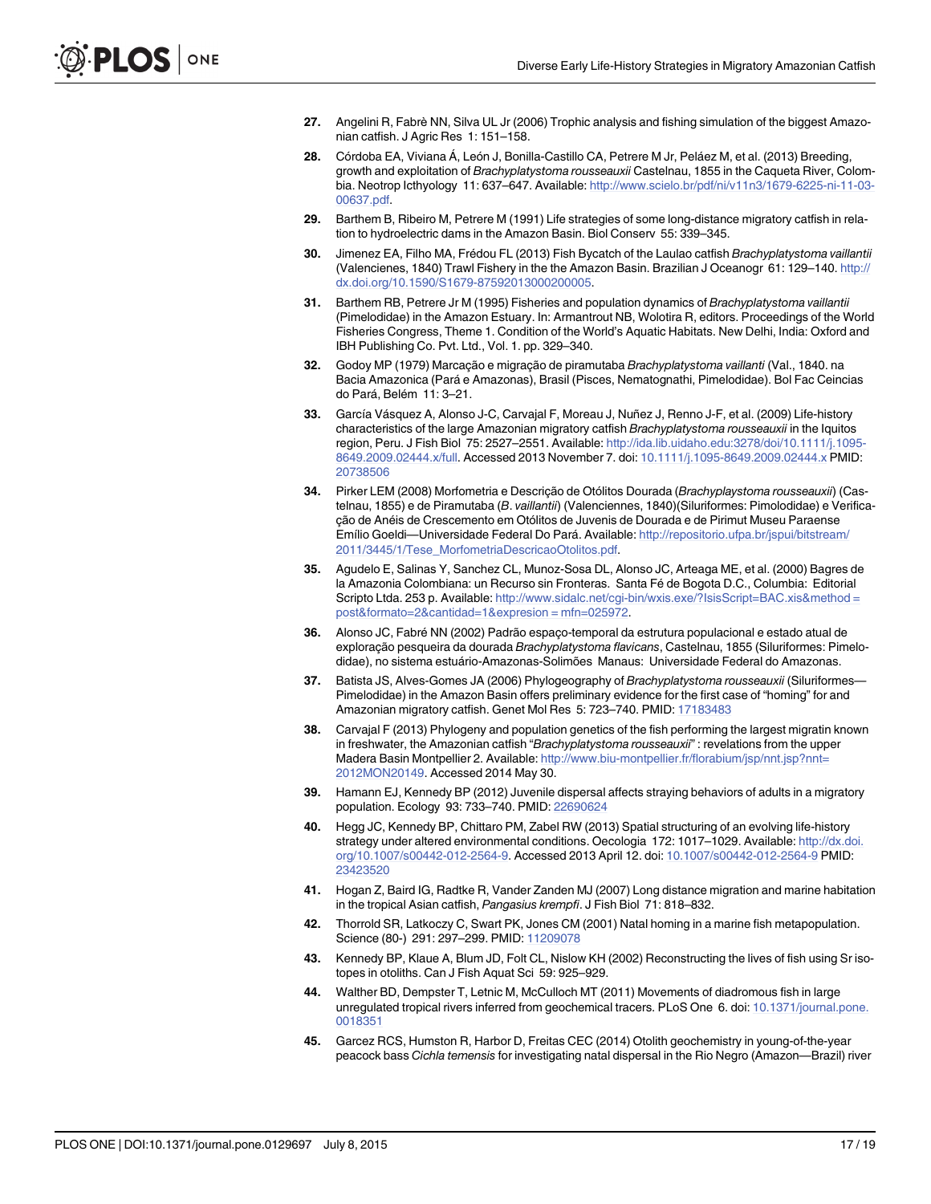27. Angelini R, Fabrè NN, Silva UL Jr (2006) Trophic analysis and fishing simulation of the biggest Amazonian catfish. J Agric Res 1: 151–158.

28. Córdoba EA, Viviana Á, León J, Bonilla-Castillo CA, Petrere M Jr, Peláez M, et al. (2013) Breeding, growth and exploitation of *Brachyplatystoma rousseauxii* Castelnau, 1855 in the Caqueta River, Colombia. Neotrop Icthyology 11: 637–647. Available: http://www.scielo.br/pdf/ni/v11n3/1679-6225-ni-11-03-00637.pdf.

29. Barthem B, Ribeiro M, Petrere M (1991) Life strategies of some long-distance migratory catfish in relation to hydroelectric dams in the Amazon Basin. Biol Conserv 55: 339–345.

30. Jimenez EA, Filho MA, Frédou FL (2013) Fish Bycatch of the Laulao catfish *Brachyplatystoma vaillantii* (Valenciennes, 1840) Trawl Fishery in the the Amazon Basin. Brazilian J Oceanogr 61: 129–140. http://dx.doi.org/10.1590/S1679-87592013000200005.

31. Barthem RB, Petrere Jr M (1995) Fisheries and population dynamics of *Brachyplatystoma vaillantii* (Pimelodidae) in the Amazon Estuary. In: Armantrout NB, Wolotira R, editors. Proceedings of the World Fisheries Congress, Theme 1. Condition of the World's Aquatic Habitats. New Delhi, India: Oxford and IBH Publishing Co. Pvt. Ltd., Vol. 1. pp. 329–340.

32. Godoy MP (1979) Marcação e migração de piramutaba *Brachyplatystoma vaillanti* (Val., 1840. na Bacia Amazonica (Pará e Amazonas), Brasil (Pisces, Nematognathi, Pimelodidae). Bol Fac Ceincias do Pará, Belém 11: 3–21.

33. García Vásquez A, Alonso J-C, Carvajal F, Moreau J, Nuñez J, Renno J-F, et al. (2009) Life-history characteristics of the large Amazonian migratory catfish *Brachyplatystoma rousseauxii* in the Iquitos region, Peru. J Fish Biol 75: 2527–2551. Available: http://ida.lib.uidaho.edu:3278/doi/10.1111/j.1095-8649.2009.02444.x/full. Accessed 2013 November 7. doi: 10.1111/j.1095-8649.2009.02444.x PMID: 20738506

34. Pirker LEM (2008) Morfometria e Descrição de Otólitos Dourada (*Brachyplaystoma rousseauxii*) (Castelnau, 1855) e de Piramutaba (*B. vaillantii*) (Valenciennes, 1840)(Siluriformes: Pimolodidae) e Verificação de Anéis de Crescemento em Otólitos de Juvenis de Dourada e de Pirimut Museu Paraense Emílio Goeldi—Universidade Federal Do Pará. Available: http://repositorio.ufpa.br/jspui/bitstream/2011/3445/1/Tese_MorfometriaDescricaoOtolitos.pdf.

35. Agudelo E, Salinas Y, Sanchez CL, Munoz-Sosa DL, Alonso JC, Arteaga ME, et al. (2000) Bagres de la Amazonia Colombiana: un Recurso sin Fronteras. Santa Fé de Bogota D.C., Columbia: Editorial Scripto Ltda. 253 p. Available: http://www.sidalc.net/cgi-bin/wxis.exe/?IsisScript=BAC.xis&method = post&formato=2&cantidad=1&expresion = mfn=025972.

36. Alonso JC, Fabré NN (2002) Padrão espaço-temporal da estrutura populacional e estado atual de exploração pesqueira da dourada *Brachyplatystoma flavicans*, Castelnau, 1855 (Siluriformes: Pimelodidae), no sistema estuário-Amazonas-Solimões Manaus: Universidade Federal do Amazonas.

37. Batista JS, Alves-Gomes JA (2006) Phylogeography of *Brachyplatystoma rousseauxii* (Siluriformes—Pimelodidae) in the Amazon Basin offers preliminary evidence for the first case of "homing" for and Amazonian migratory catfish. Genet Mol Res 5: 723–740. PMID: 17183483

38. Carvajal F (2013) Phylogeny and population genetics of the fish performing the largest migratin known in freshwater, the Amazonian catfish "*Brachyplatystoma rousseauxii*" : revelations from the upper Madera Basin Montpellier 2. Available: http://www.biu-montpellier.fr/florabium/jsp/nnt.jsp?nnt=2012MON20149. Accessed 2014 May 30.

39. Hamann EJ, Kennedy BP (2012) Juvenile dispersal affects straying behaviors of adults in a migratory population. Ecology 93: 733–740. PMID: 22690624

40. Hegg JC, Kennedy BP, Chittaro PM, Zabel RW (2013) Spatial structuring of an evolving life-history strategy under altered environmental conditions. Oecologia 172: 1017–1029. Available: http://dx.doi.org/10.1007/s00442-012-2564-9. Accessed 2013 April 12. doi: 10.1007/s00442-012-2564-9 PMID: 23423520

41. Hogan Z, Baird IG, Radtke R, Vander Zanden MJ (2007) Long distance migration and marine habitation in the tropical Asian catfish, *Pangasius krempfi*. J Fish Biol 71: 818–832.

42. Thorrold SR, Latkoczy C, Swart PK, Jones CM (2001) Natal homing in a marine fish metapopulation. Science (80-) 291: 297–299. PMID: 11209078

43. Kennedy BP, Klaue A, Blum JD, Folt CL, Nislow KH (2002) Reconstructing the lives of fish using Sr isotopes in otoliths. Can J Fish Aquat Sci 59: 925–929.

44. Walther BD, Dempster T, Letnic M, McCulloch MT (2011) Movements of diadromous fish in large unregulated tropical rivers inferred from geochemical tracers. PLoS One 6. doi: 10.1371/journal.pone.0018351

45. Garcez RCS, Humston R, Harbor D, Freitas CEC (2014) Otolith geochemistry in young-of-the-year peacock bass *Cichla temensis* for investigating natal dispersal in the Rio Negro (Amazon—Brazil) river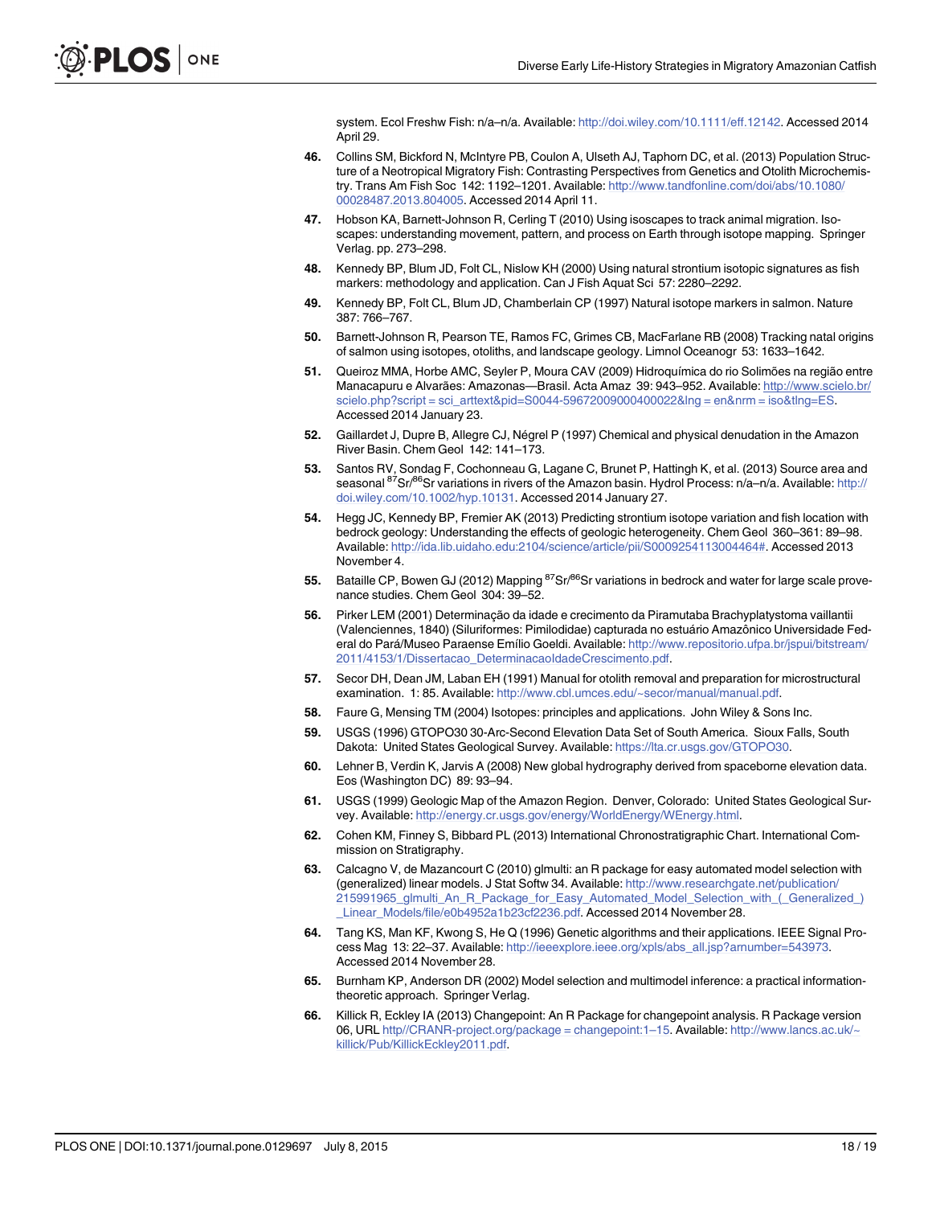system. Ecol Freshw Fish: n/a–n/a. Available: http://doi.wiley.com/10.1111/eff.12142. Accessed 2014 April 29.

46. Collins SM, Bickford N, McIntyre PB, Coulon A, Ulseth AJ, Taphorn DC, et al. (2013) Population Structure of a Neotropical Migratory Fish: Contrasting Perspectives from Genetics and Otolith Microchemistry. Trans Am Fish Soc 142: 1192–1201. Available: http://www.tandfonline.com/doi/abs/10.1080/00028487.2013.804005. Accessed 2014 April 11.
47. Hobson KA, Barnett-Johnson R, Cerling T (2010) Using isoscapes to track animal migration. Isoscapes: understanding movement, pattern, and process on Earth through isotope mapping. Springer Verlag. pp. 273–298.
48. Kennedy BP, Blum JD, Folt CL, Nislow KH (2000) Using natural strontium isotopic signatures as fish markers: methodology and application. Can J Fish Aquat Sci 57: 2280–2292.
49. Kennedy BP, Folt CL, Blum JD, Chamberlain CP (1997) Natural isotope markers in salmon. Nature 387: 766–767.
50. Barnett-Johnson R, Pearson TE, Ramos FC, Grimes CB, MacFarlane RB (2008) Tracking natal origins of salmon using isotopes, otoliths, and landscape geology. Limnol Oceanogr 53: 1633–1642.
51. Queiroz MMA, Horbe AMC, Seyler P, Moura CAV (2009) Hidroquímica do rio Solimões na região entre Manacapuru e Alvarães: Amazonas—Brasil. Acta Amaz 39: 943–952. Available: http://www.scielo.br/scielo.php?script = sci_arttext&pid=S0044-59672009000400022&lng = en&nrm = iso&tlng=ES. Accessed 2014 January 23.
52. Gaillardet J, Dupre B, Allegre CJ, Négrel P (1997) Chemical and physical denudation in the Amazon River Basin. Chem Geol 142: 141–173.
53. Santos RV, Sondag F, Cochonneau G, Lagane C, Brunet P, Hattingh K, et al. (2013) Source area and seasonal $^{87}Sr/^{86}Sr$ variations in rivers of the Amazon basin. Hydrol Process: n/a–n/a. Available: http://doi.wiley.com/10.1002/hyp.10131. Accessed 2014 January 27.
54. Hegg JC, Kennedy BP, Fremier AK (2013) Predicting strontium isotope variation and fish location with bedrock geology: Understanding the effects of geologic heterogeneity. Chem Geol 360–361: 89–98. Available: http://ida.lib.uidaho.edu:2104/science/article/pii/S0009254113004464#. Accessed 2013 November 4.
55. Bataille CP, Bowen GJ (2012) Mapping $^{87}Sr/^{86}Sr$ variations in bedrock and water for large scale provenance studies. Chem Geol 304: 39–52.
56. Pirker LEM (2001) Determinação da idade e crecimento da Piramutaba Brachyplatystoma vaillantii (Valenciennes, 1840) (Siluriformes: Pimilodidae) capturada no estuário Amazônico Universidade Federal do Pará/Museo Paraense Emílio Goeldi. Available: http://www.repositorio.ufpa.br/jspui/bitstream/2011/4153/1/Dissertacao_DeterminacaoIdadeCrescimento.pdf.
57. Secor DH, Dean JM, Laban EH (1991) Manual for otolith removal and preparation for microstructural examination. 1: 85. Available: http://www.cbl.umces.edu/~secor/manual/manual.pdf.
58. Faure G, Mensing TM (2004) Isotopes: principles and applications. John Wiley & Sons Inc.
59. USGS (1996) GTOPO30 30-Arc-Second Elevation Data Set of South America. Sioux Falls, South Dakota: United States Geological Survey. Available: https://lta.cr.usgs.gov/GTOPO30.
60. Lehner B, Verdin K, Jarvis A (2008) New global hydrography derived from spaceborne elevation data. Eos (Washington DC) 89: 93–94.
61. USGS (1999) Geologic Map of the Amazon Region. Denver, Colorado: United States Geological Survey. Available: http://energy.cr.usgs.gov/energy/WorldEnergy/WEnergy.html.
62. Cohen KM, Finney S, Bibbard PL (2013) International Chronostratigraphic Chart. International Commission on Stratigraphy.
63. Calcagno V, de Mazancourt C (2010) glmulti: an R package for easy automated model selection with (generalized) linear models. J Stat Softw 34. Available: http://www.researchgate.net/publication/215991965_glmulti_An_R_Package_for_Easy_Automated_Model_Selection_with_(_Generalized_)_Linear_Models/file/e0b4952a1b23cf2236.pdf. Accessed 2014 November 28.
64. Tang KS, Man KF, Kwong S, He Q (1996) Genetic algorithms and their applications. IEEE Signal Process Mag 13: 22–37. Available: http://ieeexplore.ieee.org/xpls/abs_all.jsp?arnumber=543973. Accessed 2014 November 28.
65. Burnham KP, Anderson DR (2002) Model selection and multimodel inference: a practical information-theoretic approach. Springer Verlag.
66. Killick R, Eckley IA (2013) Changepoint: An R Package for changepoint analysis. R Package version 06, URL http//CRANR-project.org/package = changepoint:1–15. Available: http://www.lancs.ac.uk/~killick/Pub/KillickEckley2011.pdf.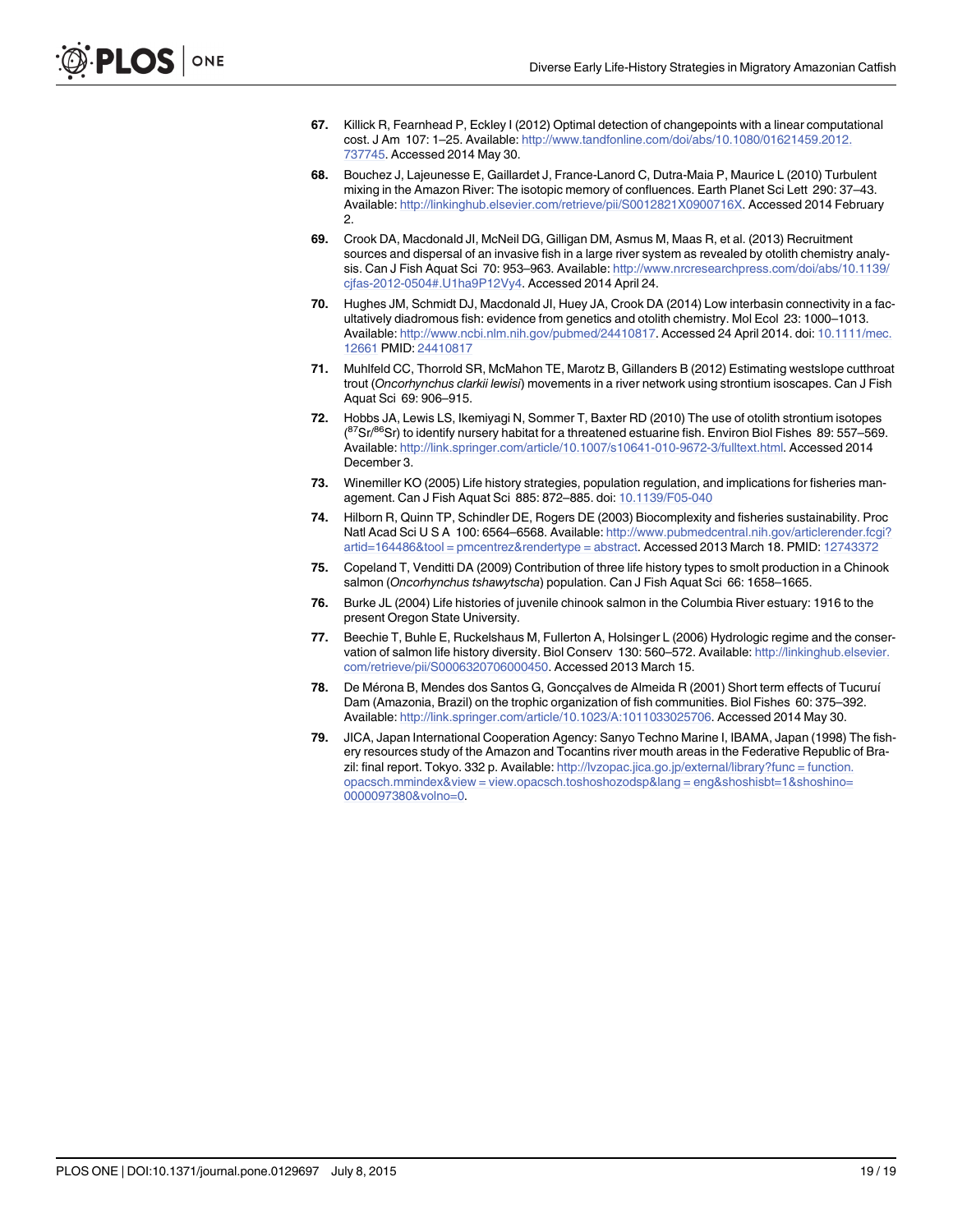67. Killick R, Fearnhead P, Eckley I (2012) Optimal detection of changepoints with a linear computational cost. J Am 107: 1–25. Available: http://www.tandfonline.com/doi/abs/10.1080/01621459.2012.737745. Accessed 2014 May 30.

68. Bouchez J, Lajeunesse E, Gaillardet J, France-Lanord C, Dutra-Maia P, Maurice L (2010) Turbulent mixing in the Amazon River: The isotopic memory of confluences. Earth Planet Sci Lett 290: 37–43. Available: http://linkinghub.elsevier.com/retrieve/pii/S0012821X0900716X. Accessed 2014 February 2.

69. Crook DA, Macdonald JI, McNeil DG, Gilligan DM, Asmus M, Maas R, et al. (2013) Recruitment sources and dispersal of an invasive fish in a large river system as revealed by otolith chemistry analysis. Can J Fish Aquat Sci 70: 953–963. Available: http://www.nrcresearchpress.com/doi/abs/10.1139/cjfas-2012-0504#.U1ha9P12Vy4. Accessed 2014 April 24.

70. Hughes JM, Schmidt DJ, Macdonald JI, Huey JA, Crook DA (2014) Low interbasin connectivity in a facultatively diadromous fish: evidence from genetics and otolith chemistry. Mol Ecol 23: 1000–1013. Available: http://www.ncbi.nlm.nih.gov/pubmed/24410817. Accessed 24 April 2014. doi: 10.1111/mec.12661 PMID: 24410817

71. Muhlfeld CC, Thorrold SR, McMahon TE, Marotz B, Gillanders B (2012) Estimating westslope cutthroat trout (*Oncorhynchus clarkii lewisi*) movements in a river network using strontium isoscapes. Can J Fish Aquat Sci 69: 906–915.

72. Hobbs JA, Lewis LS, Ikemiyagi N, Sommer T, Baxter RD (2010) The use of otolith strontium isotopes ($^{87}$Sr/$^{86}$Sr) to identify nursery habitat for a threatened estuarine fish. Environ Biol Fishes 89: 557–569. Available: http://link.springer.com/article/10.1007/s10641-010-9672-3/fulltext.html. Accessed 2014 December 3.

73. Winemiller KO (2005) Life history strategies, population regulation, and implications for fisheries management. Can J Fish Aquat Sci 885: 872–885. doi: 10.1139/F05-040

74. Hilborn R, Quinn TP, Schindler DE, Rogers DE (2003) Biocomplexity and fisheries sustainability. Proc Natl Acad Sci U S A 100: 6564–6568. Available: http://www.pubmedcentral.nih.gov/articlerender.fcgi?artid=164486&tool = pmcentrez&rendertype = abstract. Accessed 2013 March 18. PMID: 12743372

75. Copeland T, Venditti DA (2009) Contribution of three life history types to smolt production in a Chinook salmon (*Oncorhynchus tshawytscha*) population. Can J Fish Aquat Sci 66: 1658–1665.

76. Burke JL (2004) Life histories of juvenile chinook salmon in the Columbia River estuary: 1916 to the present Oregon State University.

77. Beechie T, Buhle E, Ruckelshaus M, Fullerton A, Holsinger L (2006) Hydrologic regime and the conservation of salmon life history diversity. Biol Conserv 130: 560–572. Available: http://linkinghub.elsevier.com/retrieve/pii/S0006320706000450. Accessed 2013 March 15.

78. De Mérona B, Mendes dos Santos G, Gonçalves de Almeida R (2001) Short term effects of Tucuruí Dam (Amazonia, Brazil) on the trophic organization of fish communities. Biol Fishes 60: 375–392. Available: http://link.springer.com/article/10.1023/A:1011033025706. Accessed 2014 May 30.

79. JICA, Japan International Cooperation Agency: Sanyo Techno Marine I, IBAMA, Japan (1998) The fishery resources study of the Amazon and Tocantins river mouth areas in the Federative Republic of Brazil: final report. Tokyo. 332 p. Available: http://lvzopac.jica.go.jp/external/library?func = function.opacsch.mmindex&view = view.opacsch.toshoshozodsp&lang = eng&shoshisbt=1&shoshino=0000097380&volno=0.